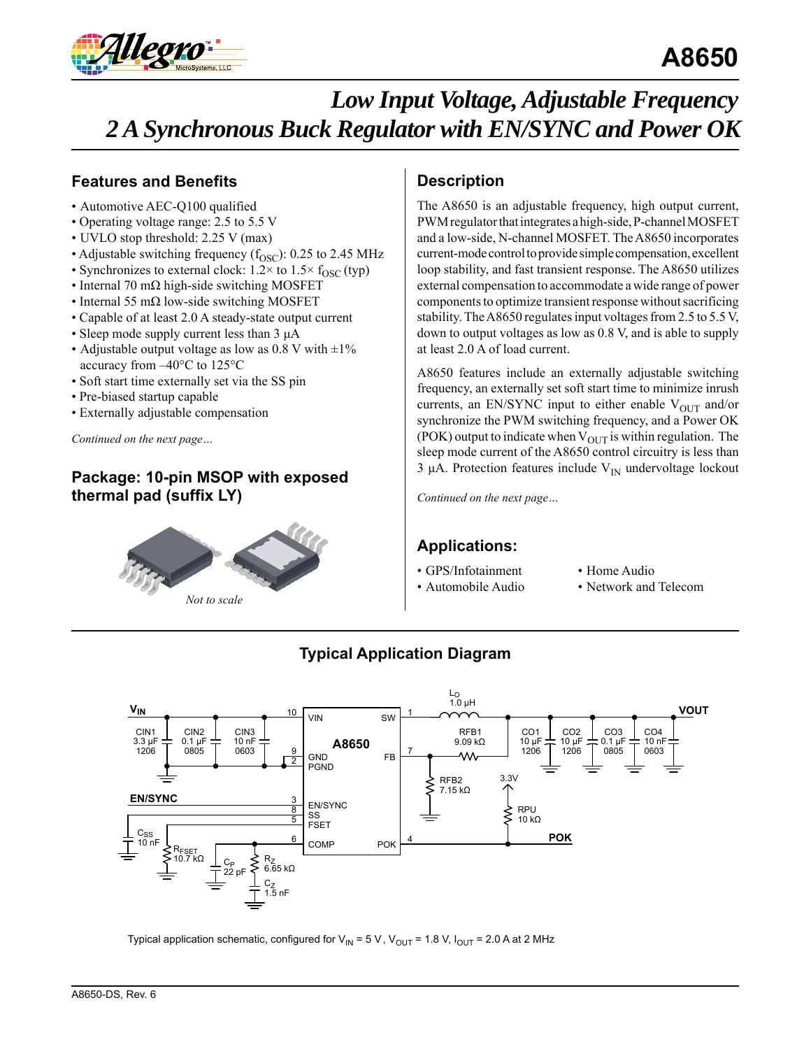# A8650

## Low Input Voltage, Adjustable Frequency 2 A Synchronous Buck Regulator with EN/SYNC and Power OK

### Features and Benefits

- Automotive AEC-Q100 qualified
- Operating voltage range: 2.5 to 5.5 V
- UVLO stop threshold: 2.25 V (max)
- Adjustable switching frequency ($f_{OSC}$): 0.25 to 2.45 MHz
- Synchronizes to external clock: 1.2× to 1.5× $f_{OSC}$ (typ)
- Internal 70 mΩ high-side switching MOSFET
- Internal 55 mΩ low-side switching MOSFET
- Capable of at least 2.0 A steady-state output current
- Sleep mode supply current less than 3 µA
- Adjustable output voltage as low as 0.8 V with ±1% accuracy from –40°C to 125°C
- Soft start time externally set via the SS pin
- Pre-biased startup capable
- Externally adjustable compensation

*Continued on the next page…*

### Package: 10-pin MSOP with exposed thermal pad (suffix LY)

*Not to scale*

### Description

The A8650 is an adjustable frequency, high output current, PWM regulator that integrates a high-side, P-channel MOSFET and a low-side, N-channel MOSFET. The A8650 incorporates current-mode control to provide simple compensation, excellent loop stability, and fast transient response. The A8650 utilizes external compensation to accommodate a wide range of power components to optimize transient response without sacrificing stability. The A8650 regulates input voltages from 2.5 to 5.5 V, down to output voltages as low as 0.8 V, and is able to supply at least 2.0 A of load current.

A8650 features include an externally adjustable switching frequency, an externally set soft start time to minimize inrush currents, an EN/SYNC input to either enable $V_{OUT}$ and/or synchronize the PWM switching frequency, and a Power OK (POK) output to indicate when $V_{OUT}$ is within regulation. The sleep mode current of the A8650 control circuitry is less than 3 µA. Protection features include $V_{IN}$ undervoltage lockout

*Continued on the next page…*

### Applications:

- GPS/Infotainment
- Automobile Audio
- Home Audio
- Network and Telecom

### Typical Application Diagram

Typical application schematic, configured for $V_{IN}$ = 5 V, $V_{OUT}$ = 1.8 V, $I_{OUT}$ = 2.0 A at 2 MHz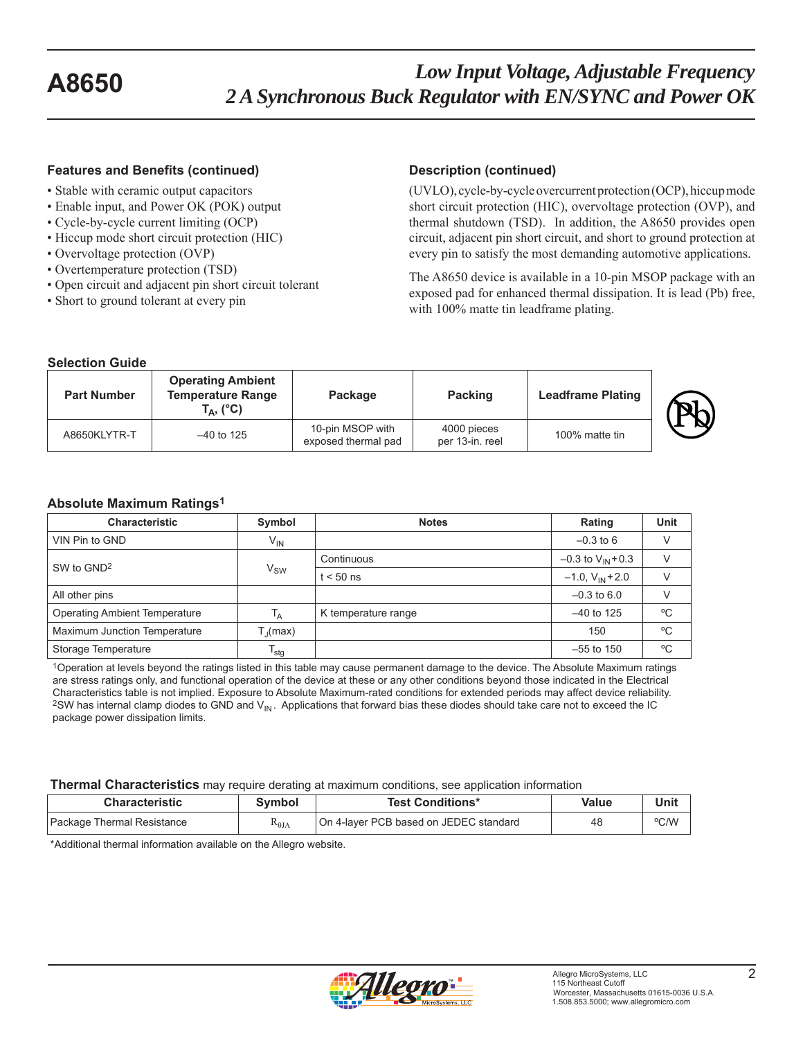## Features and Benefits (continued)

- Stable with ceramic output capacitors
- Enable input, and Power OK (POK) output
- Cycle-by-cycle current limiting (OCP)
- Hiccup mode short circuit protection (HIC)
- Overvoltage protection (OVP)
- Overtemperature protection (TSD)
- Open circuit and adjacent pin short circuit tolerant
- Short to ground tolerant at every pin

## Description (continued)

(UVLO), cycle-by-cycle overcurrent protection (OCP), hiccup mode short circuit protection (HIC), overvoltage protection (OVP), and thermal shutdown (TSD). In addition, the A8650 provides open circuit, adjacent pin short circuit, and short to ground protection at every pin to satisfy the most demanding automotive applications.

The A8650 device is available in a 10-pin MSOP package with an exposed pad for enhanced thermal dissipation. It is lead (Pb) free, with 100% matte tin leadframe plating.

## Selection Guide

| Part Number | Operating Ambient Temperature Range $T_A$, (°C) | Package | Packing | Leadframe Plating |
|---|---|---|---|---|
| A8650KLYTR-T | –40 to 125 | 10-pin MSOP with exposed thermal pad | 4000 pieces per 13-in. reel | 100% matte tin |

## Absolute Maximum Ratings[1]

| Characteristic | Symbol | Notes | Rating | Unit |
|---|---|---|---|---|
| VIN Pin to GND | $V_{IN}$ | | –0.3 to 6 | V |
| SW to GND[2] | $V_{SW}$ | Continuous | –0.3 to $V_{IN}$+0.3 | V |
| | | t < 50 ns | –1.0, $V_{IN}$+2.0 | V |
| All other pins | | | –0.3 to 6.0 | V |
| Operating Ambient Temperature | $T_A$ | K temperature range | –40 to 125 | ºC |
| Maximum Junction Temperature | $T_J$(max) | | 150 | ºC |
| Storage Temperature | $T_{stg}$ | | –55 to 150 | ºC |

[1]Operation at levels beyond the ratings listed in this table may cause permanent damage to the device. The Absolute Maximum ratings are stress ratings only, and functional operation of the device at these or any other conditions beyond those indicated in the Electrical Characteristics table is not implied. Exposure to Absolute Maximum-rated conditions for extended periods may affect device reliability.
[2]SW has internal clamp diodes to GND and $V_{IN}$. Applications that forward bias these diodes should take care not to exceed the IC package power dissipation limits.

**Thermal Characteristics** may require derating at maximum conditions, see application information

| Characteristic | Symbol | Test Conditions* | Value | Unit |
|---|---|---|---|---|
| Package Thermal Resistance | $R_{\theta JA}$ | On 4-layer PCB based on JEDEC standard | 48 | ºC/W |

*Additional thermal information available on the Allegro website.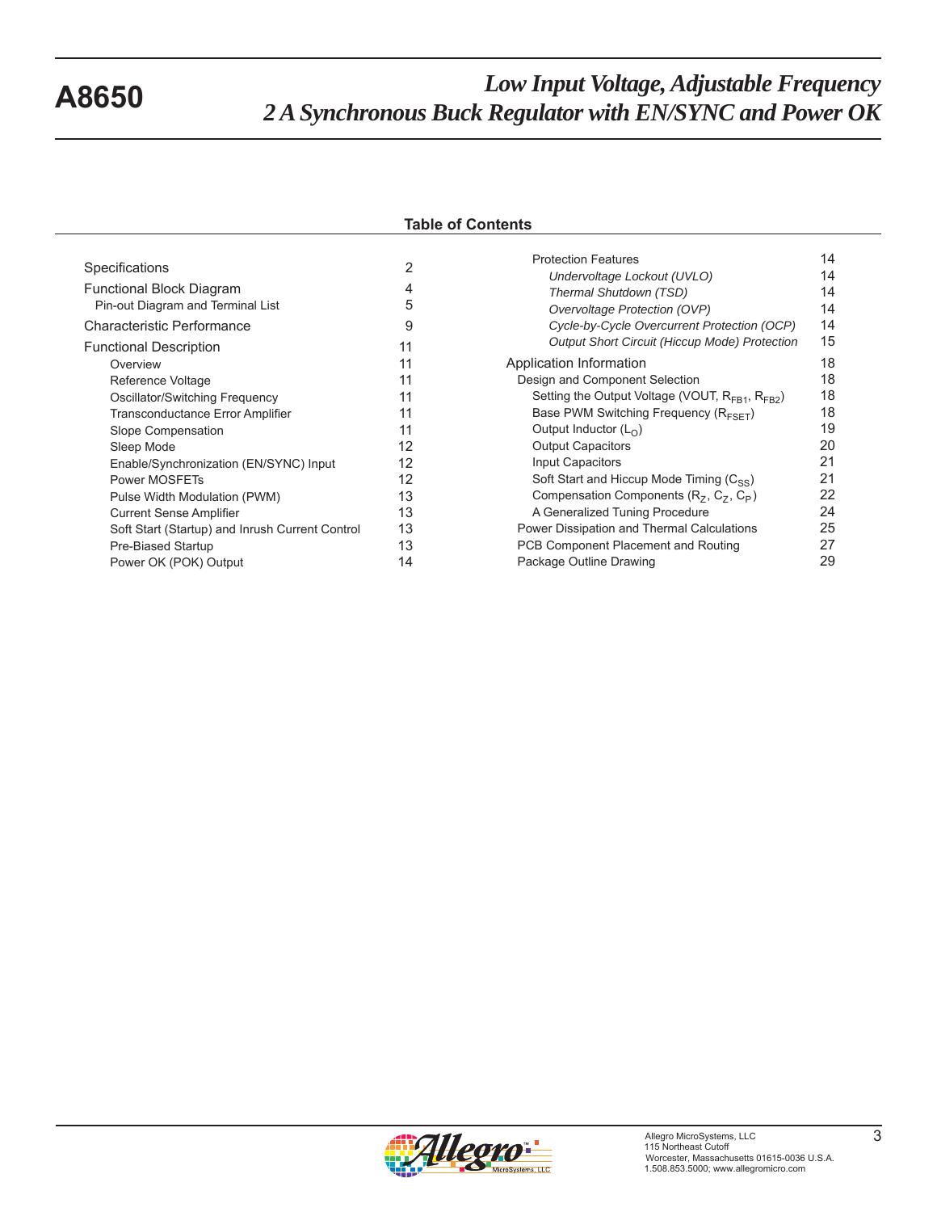## Table of Contents

| Section | Page |
|---|---|
| Specifications | 2 |
| Functional Block Diagram | 4 |
| Pin-out Diagram and Terminal List | 5 |
| Characteristic Performance | 9 |
| Functional Description | 11 |
| Overview | 11 |
| Reference Voltage | 11 |
| Oscillator/Switching Frequency | 11 |
| Transconductance Error Amplifier | 11 |
| Slope Compensation | 11 |
| Sleep Mode | 12 |
| Enable/Synchronization (EN/SYNC) Input | 12 |
| Power MOSFETs | 12 |
| Pulse Width Modulation (PWM) | 13 |
| Current Sense Amplifier | 13 |
| Soft Start (Startup) and Inrush Current Control | 13 |
| Pre-Biased Startup | 13 |
| Power OK (POK) Output | 14 |
| Protection Features | 14 |
| *Undervoltage Lockout (UVLO)* | 14 |
| *Thermal Shutdown (TSD)* | 14 |
| *Overvoltage Protection (OVP)* | 14 |
| *Cycle-by-Cycle Overcurrent Protection (OCP)* | 14 |
| *Output Short Circuit (Hiccup Mode) Protection* | 15 |
| Application Information | 18 |
| Design and Component Selection | 18 |
| Setting the Output Voltage (VOUT, $R_{FB1}$, $R_{FB2}$) | 18 |
| Base PWM Switching Frequency ($R_{FSET}$) | 18 |
| Output Inductor ($L_O$) | 19 |
| Output Capacitors | 20 |
| Input Capacitors | 21 |
| Soft Start and Hiccup Mode Timing ($C_{SS}$) | 21 |
| Compensation Components ($R_Z$, $C_Z$, $C_P$) | 22 |
| A Generalized Tuning Procedure | 24 |
| Power Dissipation and Thermal Calculations | 25 |
| PCB Component Placement and Routing | 27 |
| Package Outline Drawing | 29 |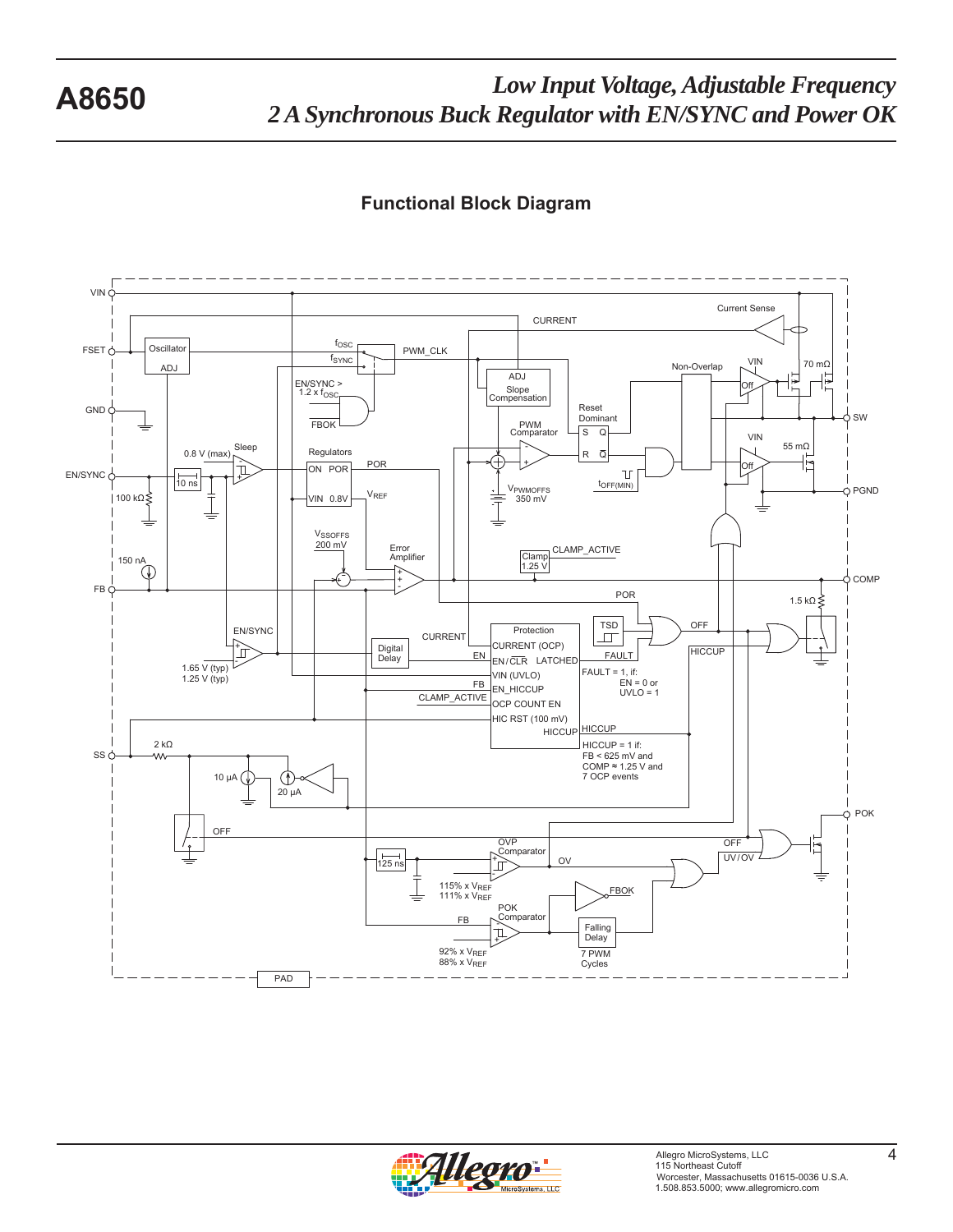## Functional Block Diagram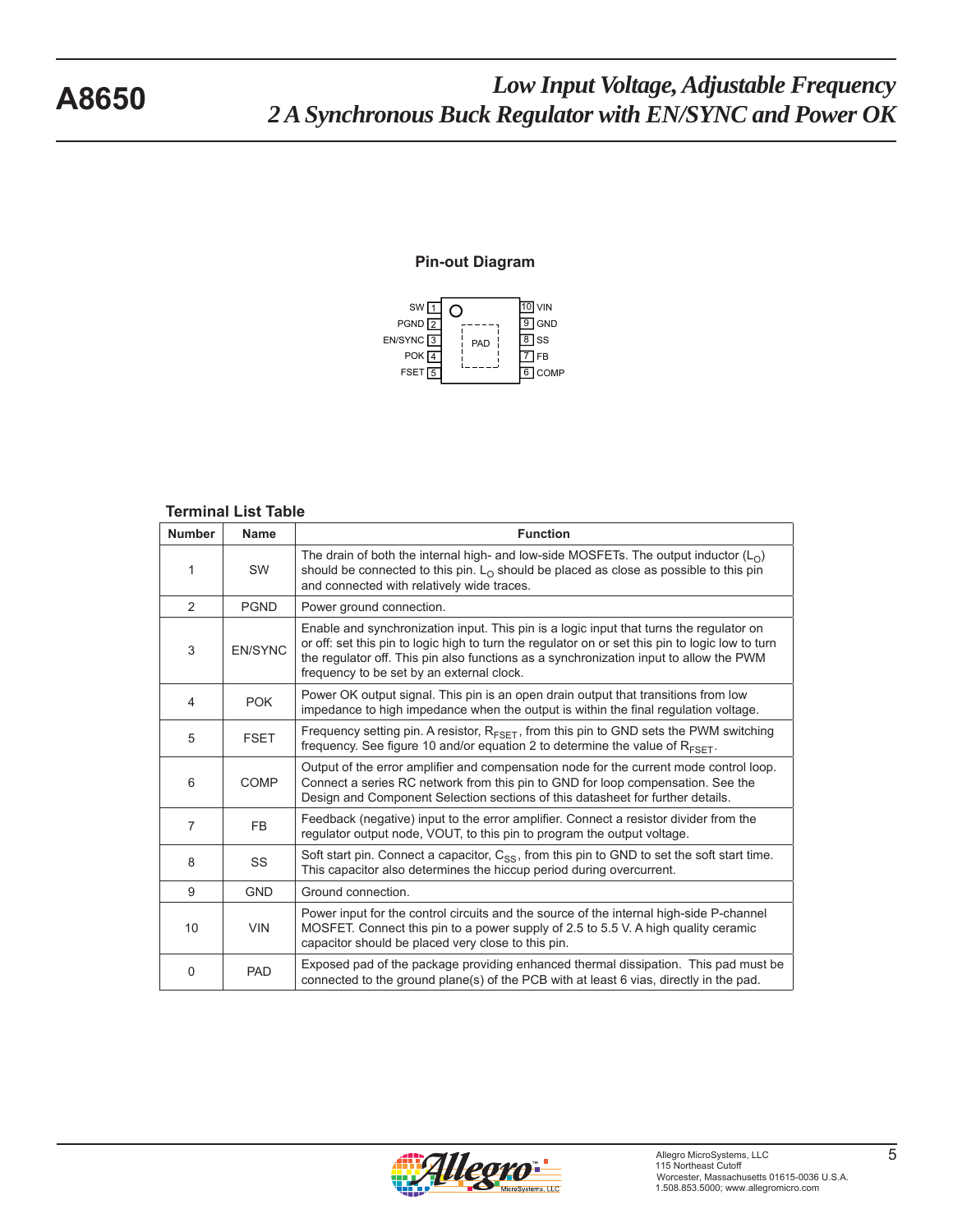## Pin-out Diagram

SW 1, PGND 2, EN/SYNC 3, POK 4, FSET 5, PAD, 10 VIN, 9 GND, 8 SS, 7 FB, 6 COMP

## Terminal List Table

| Number | Name | Function |
|---|---|---|
| 1 | SW | The drain of both the internal high- and low-side MOSFETs. The output inductor ($L_O$) should be connected to this pin. $L_O$ should be placed as close as possible to this pin and connected with relatively wide traces. |
| 2 | PGND | Power ground connection. |
| 3 | EN/SYNC | Enable and synchronization input. This pin is a logic input that turns the regulator on or off: set this pin to logic high to turn the regulator on or set this pin to logic low to turn the regulator off. This pin also functions as a synchronization input to allow the PWM frequency to be set by an external clock. |
| 4 | POK | Power OK output signal. This pin is an open drain output that transitions from low impedance to high impedance when the output is within the final regulation voltage. |
| 5 | FSET | Frequency setting pin. A resistor, $R_{FSET}$, from this pin to GND sets the PWM switching frequency. See figure 10 and/or equation 2 to determine the value of $R_{FSET}$. |
| 6 | COMP | Output of the error amplifier and compensation node for the current mode control loop. Connect a series RC network from this pin to GND for loop compensation. See the Design and Component Selection sections of this datasheet for further details. |
| 7 | FB | Feedback (negative) input to the error amplifier. Connect a resistor divider from the regulator output node, VOUT, to this pin to program the output voltage. |
| 8 | SS | Soft start pin. Connect a capacitor, $C_{SS}$, from this pin to GND to set the soft start time. This capacitor also determines the hiccup period during overcurrent. |
| 9 | GND | Ground connection. |
| 10 | VIN | Power input for the control circuits and the source of the internal high-side P-channel MOSFET. Connect this pin to a power supply of 2.5 to 5.5 V. A high quality ceramic capacitor should be placed very close to this pin. |
| 0 | PAD | Exposed pad of the package providing enhanced thermal dissipation. This pad must be connected to the ground plane(s) of the PCB with at least 6 vias, directly in the pad. |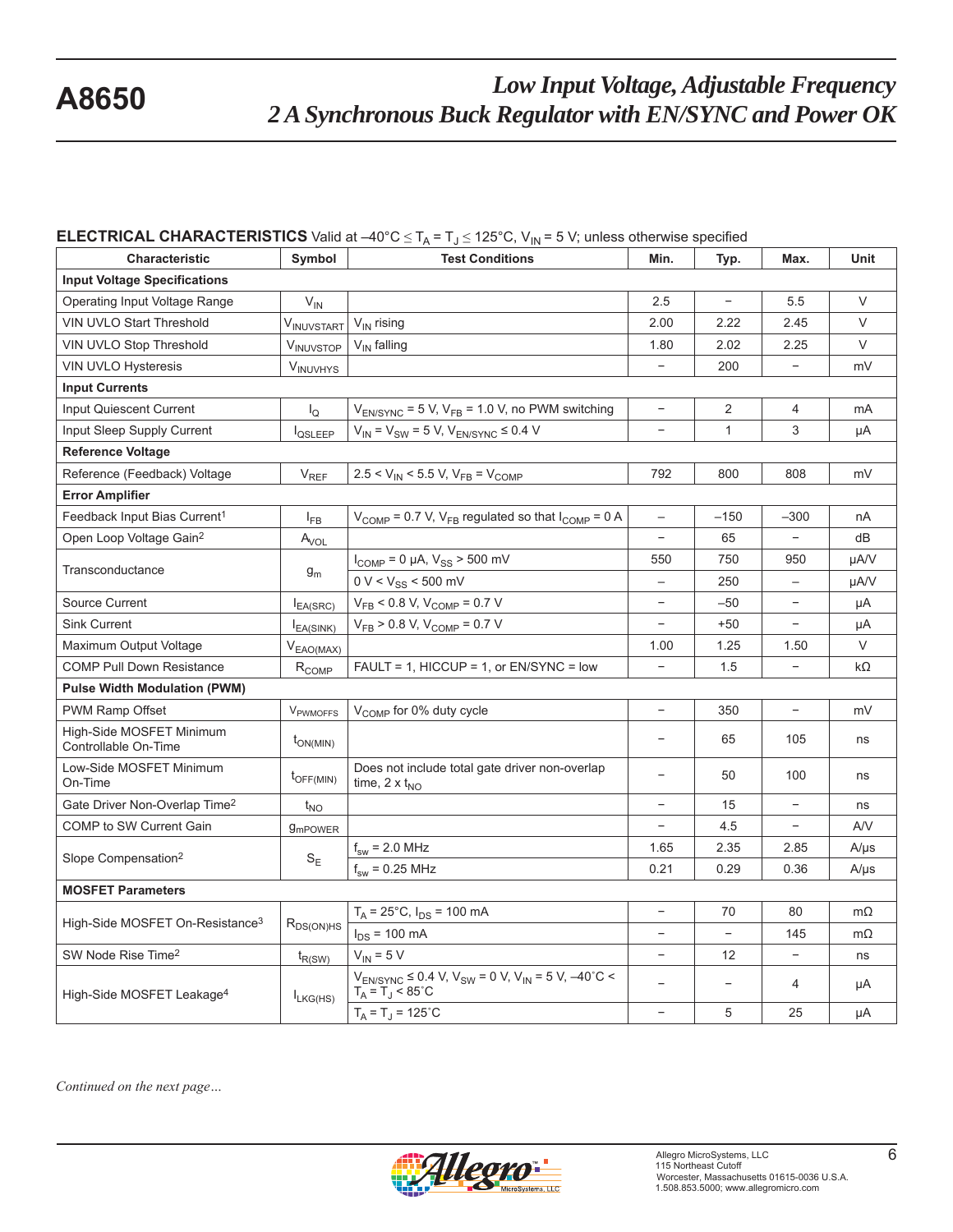**ELECTRICAL CHARACTERISTICS** Valid at –40°C ≤ $T_A$ = $T_J$ ≤ 125°C, $V_{IN}$ = 5 V; unless otherwise specified

| Characteristic | Symbol | Test Conditions | Min. | Typ. | Max. | Unit |
|---|---|---|---|---|---|---|
| **Input Voltage Specifications** | | | | | | |
| Operating Input Voltage Range | $V_{IN}$ | | 2.5 | – | 5.5 | V |
| VIN UVLO Start Threshold | $V_{INUVSTART}$ | $V_{IN}$ rising | 2.00 | 2.22 | 2.45 | V |
| VIN UVLO Stop Threshold | $V_{INUVSTOP}$ | $V_{IN}$ falling | 1.80 | 2.02 | 2.25 | V |
| VIN UVLO Hysteresis | $V_{INUVHYS}$ | | – | 200 | – | mV |
| **Input Currents** | | | | | | |
| Input Quiescent Current | $I_Q$ | $V_{EN/SYNC}$ = 5 V, $V_{FB}$ = 1.0 V, no PWM switching | – | 2 | 4 | mA |
| Input Sleep Supply Current | $I_{QSLEEP}$ | $V_{IN}$ = $V_{SW}$ = 5 V, $V_{EN/SYNC}$ ≤ 0.4 V | – | 1 | 3 | µA |
| **Reference Voltage** | | | | | | |
| Reference (Feedback) Voltage | $V_{REF}$ | 2.5 < $V_{IN}$ < 5.5 V, $V_{FB}$ = $V_{COMP}$ | 792 | 800 | 808 | mV |
| **Error Amplifier** | | | | | | |
| Feedback Input Bias Current[1] | $I_{FB}$ | $V_{COMP}$ = 0.7 V, $V_{FB}$ regulated so that $I_{COMP}$ = 0 A | – | –150 | –300 | nA |
| Open Loop Voltage Gain[2] | $A_{VOL}$ | | – | 65 | – | dB |
| Transconductance | $g_m$ | $I_{COMP}$ = 0 µA, $V_{SS}$ > 500 mV | 550 | 750 | 950 | µA/V |
| | | 0 V < $V_{SS}$ < 500 mV | – | 250 | – | µA/V |
| Source Current | $I_{EA(SRC)}$ | $V_{FB}$ < 0.8 V, $V_{COMP}$ = 0.7 V | – | –50 | – | µA |
| Sink Current | $I_{EA(SINK)}$ | $V_{FB}$ > 0.8 V, $V_{COMP}$ = 0.7 V | – | +50 | – | µA |
| Maximum Output Voltage | $V_{EAO(MAX)}$ | | 1.00 | 1.25 | 1.50 | V |
| COMP Pull Down Resistance | $R_{COMP}$ | FAULT = 1, HICCUP = 1, or EN/SYNC = low | – | 1.5 | – | kΩ |
| **Pulse Width Modulation (PWM)** | | | | | | |
| PWM Ramp Offset | $V_{PWMOFFS}$ | $V_{COMP}$ for 0% duty cycle | – | 350 | – | mV |
| High-Side MOSFET Minimum Controllable On-Time | $t_{ON(MIN)}$ | | – | 65 | 105 | ns |
| Low-Side MOSFET Minimum On-Time | $t_{OFF(MIN)}$ | Does not include total gate driver non-overlap time, 2 x $t_{NO}$ | – | 50 | 100 | ns |
| Gate Driver Non-Overlap Time[2] | $t_{NO}$ | | – | 15 | – | ns |
| COMP to SW Current Gain | $g_{mPOWER}$ | | – | 4.5 | – | A/V |
| Slope Compensation[2] | $S_E$ | $f_{sw}$ = 2.0 MHz | 1.65 | 2.35 | 2.85 | A/µs |
| | | $f_{sw}$ = 0.25 MHz | 0.21 | 0.29 | 0.36 | A/µs |
| **MOSFET Parameters** | | | | | | |
| High-Side MOSFET On-Resistance[3] | $R_{DS(ON)HS}$ | $T_A$ = 25°C, $I_{DS}$ = 100 mA | – | 70 | 80 | mΩ |
| | | $I_{DS}$ = 100 mA | – | – | 145 | mΩ |
| SW Node Rise Time[2] | $t_{R(SW)}$ | $V_{IN}$ = 5 V | – | 12 | – | ns |
| High-Side MOSFET Leakage[4] | $I_{LKG(HS)}$ | $V_{EN/SYNC}$ ≤ 0.4 V, $V_{SW}$ = 0 V, $V_{IN}$ = 5 V, –40°C < $T_A$ = $T_J$ < 85°C | – | – | 4 | µA |
| | | $T_A$ = $T_J$ = 125°C | – | 5 | 25 | µA |

*Continued on the next page…*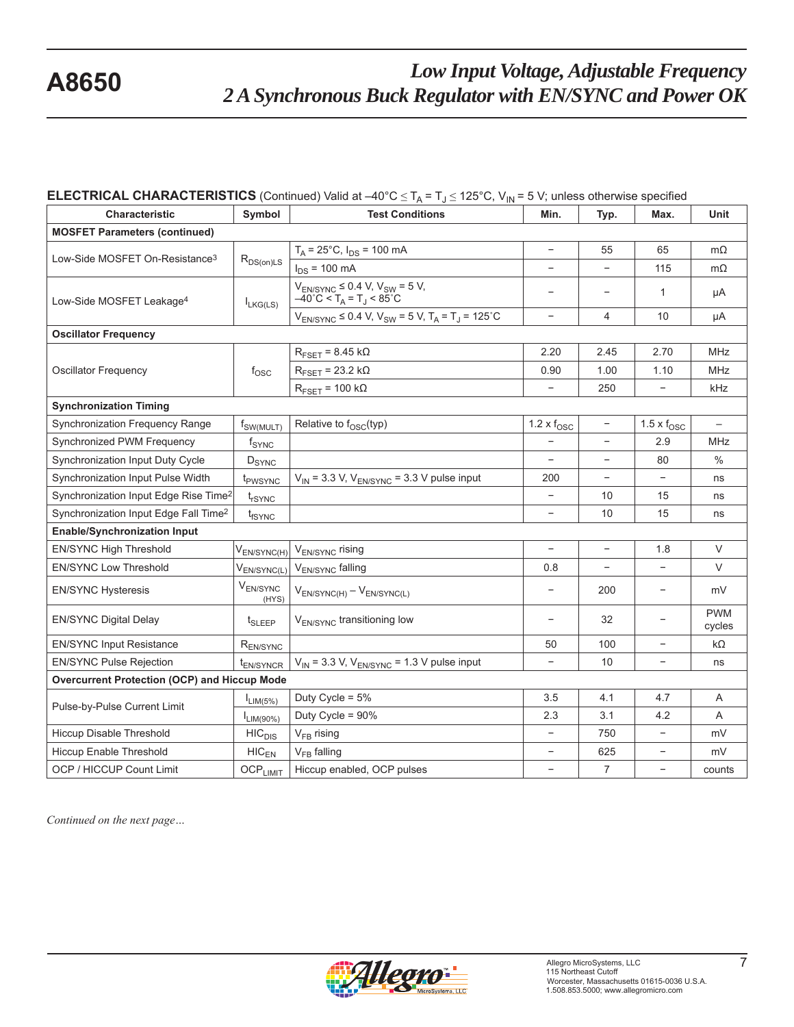**ELECTRICAL CHARACTERISTICS** (Continued) Valid at –40°C ≤ $T_A = T_J$ ≤ 125°C, $V_{IN}$ = 5 V; unless otherwise specified

| Characteristic | Symbol | Test Conditions | Min. | Typ. | Max. | Unit |
|---|---|---|---|---|---|---|
| **MOSFET Parameters (continued)** | | | | | | |
| Low-Side MOSFET On-Resistance[3] | $R_{DS(on)LS}$ | $T_A$ = 25°C, $I_{DS}$ = 100 mA | – | 55 | 65 | mΩ |
| | | $I_{DS}$ = 100 mA | – | – | 115 | mΩ |
| Low-Side MOSFET Leakage[4] | $I_{LKG(LS)}$ | $V_{EN/SYNC}$ ≤ 0.4 V, $V_{SW}$ = 5 V, –40°C < $T_A = T_J$ < 85°C | – | – | 1 | μA |
| | | $V_{EN/SYNC}$ ≤ 0.4 V, $V_{SW}$ = 5 V, $T_A = T_J$ = 125°C | – | 4 | 10 | μA |
| **Oscillator Frequency** | | | | | | |
| Oscillator Frequency | $f_{OSC}$ | $R_{FSET}$ = 8.45 kΩ | 2.20 | 2.45 | 2.70 | MHz |
| | | $R_{FSET}$ = 23.2 kΩ | 0.90 | 1.00 | 1.10 | MHz |
| | | $R_{FSET}$ = 100 kΩ | – | 250 | – | kHz |
| **Synchronization Timing** | | | | | | |
| Synchronization Frequency Range | $f_{SW(MULT)}$ | Relative to $f_{OSC}$(typ) | 1.2 x $f_{OSC}$ | – | 1.5 x $f_{OSC}$ | – |
| Synchronized PWM Frequency | $f_{SYNC}$ | | – | – | 2.9 | MHz |
| Synchronization Input Duty Cycle | $D_{SYNC}$ | | – | – | 80 | % |
| Synchronization Input Pulse Width | $t_{PWSYNC}$ | $V_{IN}$ = 3.3 V, $V_{EN/SYNC}$ = 3.3 V pulse input | 200 | – | – | ns |
| Synchronization Input Edge Rise Time[2] | $t_{rSYNC}$ | | – | 10 | 15 | ns |
| Synchronization Input Edge Fall Time[2] | $t_{fSYNC}$ | | – | 10 | 15 | ns |
| **Enable/Synchronization Input** | | | | | | |
| EN/SYNC High Threshold | $V_{EN/SYNC(H)}$ | $V_{EN/SYNC}$ rising | – | – | 1.8 | V |
| EN/SYNC Low Threshold | $V_{EN/SYNC(L)}$ | $V_{EN/SYNC}$ falling | 0.8 | – | – | V |
| EN/SYNC Hysteresis | $V_{EN/SYNC(HYS)}$ | $V_{EN/SYNC(H)} - V_{EN/SYNC(L)}$ | – | 200 | – | mV |
| EN/SYNC Digital Delay | $t_{SLEEP}$ | $V_{EN/SYNC}$ transitioning low | – | 32 | – | PWM cycles |
| EN/SYNC Input Resistance | $R_{EN/SYNC}$ | | 50 | 100 | – | kΩ |
| EN/SYNC Pulse Rejection | $t_{EN/SYNCR}$ | $V_{IN}$ = 3.3 V, $V_{EN/SYNC}$ = 1.3 V pulse input | – | 10 | – | ns |
| **Overcurrent Protection (OCP) and Hiccup Mode** | | | | | | |
| Pulse-by-Pulse Current Limit | $I_{LIM(5\%)}$ | Duty Cycle = 5% | 3.5 | 4.1 | 4.7 | A |
| | $I_{LIM(90\%)}$ | Duty Cycle = 90% | 2.3 | 3.1 | 4.2 | A |
| Hiccup Disable Threshold | $HIC_{DIS}$ | $V_{FB}$ rising | – | 750 | – | mV |
| Hiccup Enable Threshold | $HIC_{EN}$ | $V_{FB}$ falling | – | 625 | – | mV |
| OCP / HICCUP Count Limit | $OCP_{LIMIT}$ | Hiccup enabled, OCP pulses | – | 7 | – | counts |

*Continued on the next page…*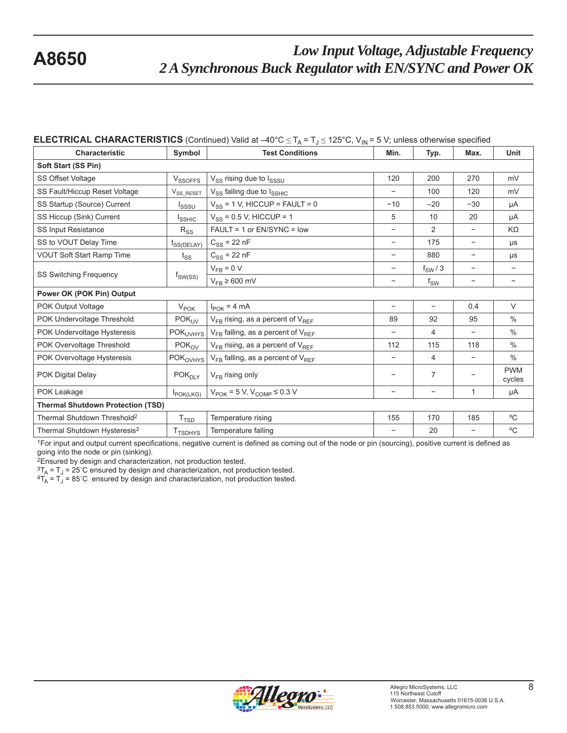**ELECTRICAL CHARACTERISTICS** (Continued) Valid at –40°C ≤ $T_A$ = $T_J$ ≤ 125°C, $V_{IN}$ = 5 V; unless otherwise specified

| Characteristic | Symbol | Test Conditions | Min. | Typ. | Max. | Unit |
|---|---|---|---|---|---|---|
| **Soft Start (SS Pin)** | | | | | | |
| SS Offset Voltage | $V_{SSOFFS}$ | $V_{SS}$ rising due to $I_{SSSU}$ | 120 | 200 | 270 | mV |
| SS Fault/Hiccup Reset Voltage | $V_{SS\_RESET}$ | $V_{SS}$ falling due to $I_{SSHIC}$ | – | 100 | 120 | mV |
| SS Startup (Source) Current | $I_{SSSU}$ | $V_{SS}$ = 1 V, HICCUP = FAULT = 0 | −10 | –20 | −30 | µA |
| SS Hiccup (Sink) Current | $I_{SSHIC}$ | $V_{SS}$ = 0.5 V, HICCUP = 1 | 5 | 10 | 20 | µA |
| SS Input Resistance | $R_{SS}$ | FAULT = 1 or EN/SYNC = low | – | 2 | – | KΩ |
| SS to VOUT Delay Time | $t_{SS(DELAY)}$ | $C_{SS}$ = 22 nF | – | 175 | – | µs |
| VOUT Soft Start Ramp Time | $t_{SS}$ | $C_{SS}$ = 22 nF | – | 880 | – | µs |
| SS Switching Frequency | $f_{SW(SS)}$ | $V_{FB}$ = 0 V | – | $f_{SW}$ / 3 | – | – |
| | | $V_{FB}$ ≥ 600 mV | – | $f_{SW}$ | – | – |
| **Power OK (POK Pin) Output** | | | | | | |
| POK Output Voltage | $V_{POK}$ | $I_{POK}$ = 4 mA | – | – | 0.4 | V |
| POK Undervoltage Threshold | $POK_{UV}$ | $V_{FB}$ rising, as a percent of $V_{REF}$ | 89 | 92 | 95 | % |
| POK Undervoltage Hysteresis | $POK_{UVHYS}$ | $V_{FB}$ falling, as a percent of $V_{REF}$ | – | 4 | – | % |
| POK Overvoltage Threshold | $POK_{OV}$ | $V_{FB}$ rising, as a percent of $V_{REF}$ | 112 | 115 | 118 | % |
| POK Overvoltage Hysteresis | $POK_{OVHYS}$ | $V_{FB}$ falling, as a percent of $V_{REF}$ | – | 4 | – | % |
| POK Digital Delay | $POK_{DLY}$ | $V_{FB}$ rising only | – | 7 | – | PWM cycles |
| POK Leakage | $I_{POK(LKG)}$ | $V_{POK}$ = 5 V, $V_{COMP}$ ≤ 0.3 V | – | – | 1 | µA |
| **Thermal Shutdown Protection (TSD)** | | | | | | |
| Thermal Shutdown Threshold[2] | $T_{TSD}$ | Temperature rising | 155 | 170 | 185 | °C |
| Thermal Shutdown Hysteresis[2] | $T_{TSDHYS}$ | Temperature falling | – | 20 | – | °C |

[1]For input and output current specifications, negative current is defined as coming out of the node or pin (sourcing), positive current is defined as going into the node or pin (sinking).
[2]Ensured by design and characterization, not production tested.
[3]$T_A$ = $T_J$ = 25˚C ensured by design and characterization, not production tested.
[4]$T_A$ = $T_J$ = 85˚C ensured by design and characterization, not production tested.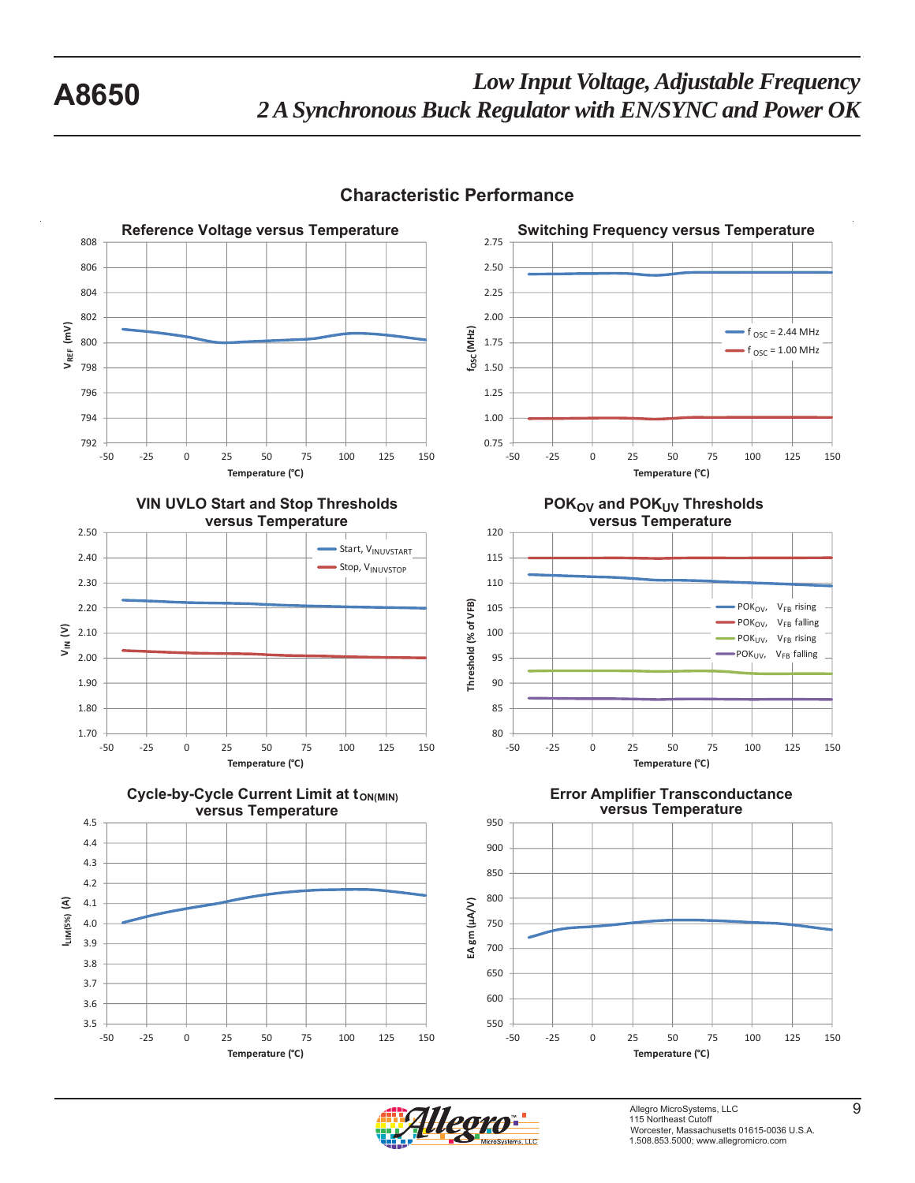## Characteristic Performance

### Reference Voltage versus Temperature

$V_{REF}$ (mV) vs Temperature (°C)

### Switching Frequency versus Temperature

$f_{OSC}$ (MHz) vs Temperature (°C)

- $f_{OSC}$ = 2.44 MHz
- $f_{OSC}$ = 1.00 MHz

### VIN UVLO Start and Stop Thresholds versus Temperature

$V_{IN}$ (V) vs Temperature (°C)

- Start, $V_{INUVSTART}$
- Stop, $V_{INUVSTOP}$

### $POK_{OV}$ and $POK_{UV}$ Thresholds versus Temperature

Threshold (% of VFB) vs Temperature (°C)

- $POK_{OV}$, $V_{FB}$ rising
- $POK_{OV}$, $V_{FB}$ falling
- $POK_{UV}$, $V_{FB}$ rising
- $POK_{UV}$, $V_{FB}$ falling

### Cycle-by-Cycle Current Limit at $t_{ON(MIN)}$ versus Temperature

$I_{LIM(5\%)}$ (A) vs Temperature (°C)

### Error Amplifier Transconductance versus Temperature

EA gm (µA/V) vs Temperature (°C)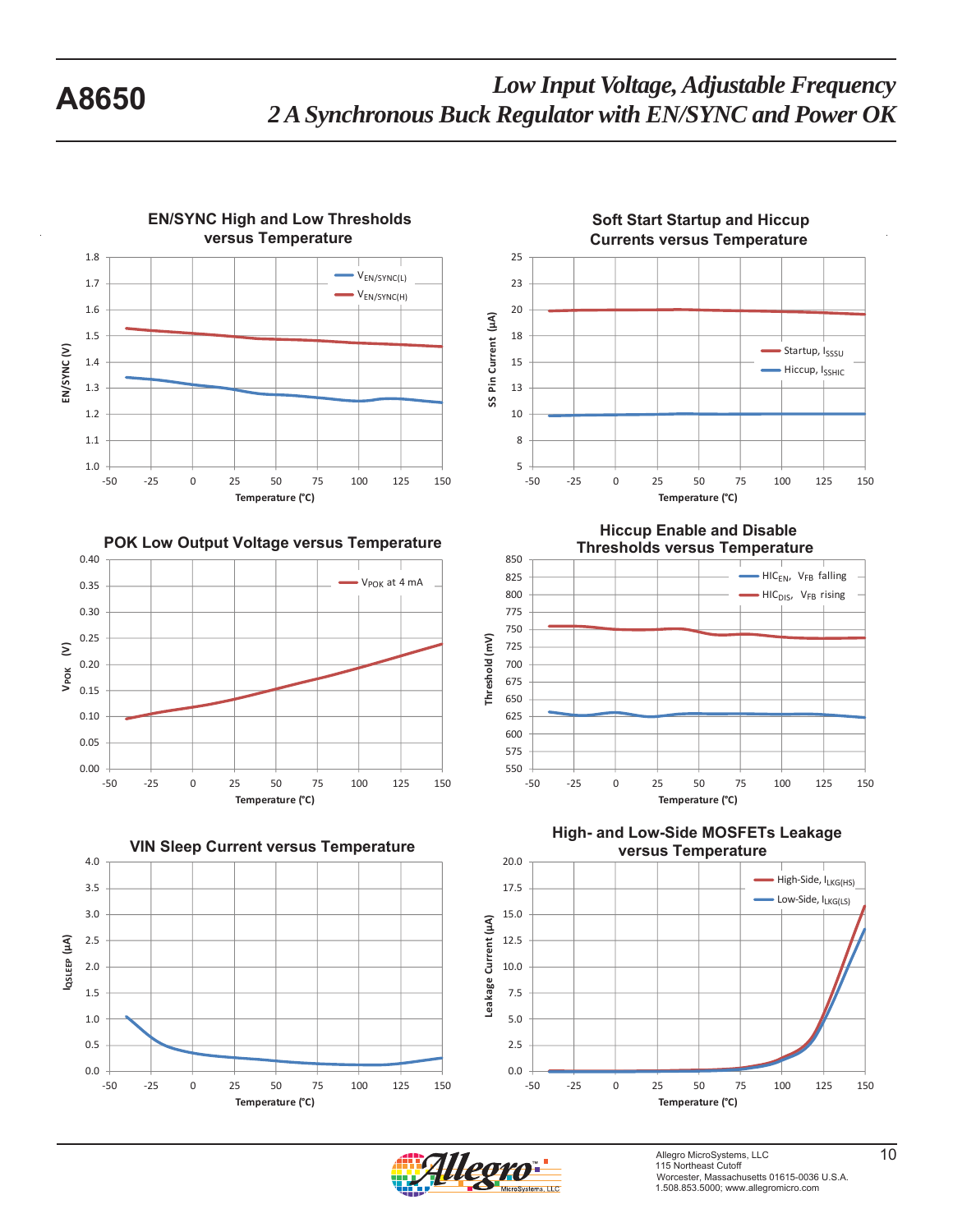### EN/SYNC High and Low Thresholds versus Temperature

Y-axis: EN/SYNC (V), 1.0 to 1.8
X-axis: Temperature (°C), -50 to 150

Legend: $V_{EN/SYNC(L)}$, $V_{EN/SYNC(H)}$

### Soft Start Startup and Hiccup Currents versus Temperature

Y-axis: SS Pin Current (µA), 5 to 25
X-axis: Temperature (°C), -50 to 150

Legend: Startup, $I_{SSSU}$; Hiccup, $I_{SSHIC}$

### POK Low Output Voltage versus Temperature

Y-axis: $V_{POK}$ (V), 0.00 to 0.40
X-axis: Temperature (°C), -50 to 150

Legend: $V_{POK}$ at 4 mA

### Hiccup Enable and Disable Thresholds versus Temperature

Y-axis: Threshold (mV), 550 to 850
X-axis: Temperature (°C), -50 to 150

Legend: $HIC_{EN}$, $V_{FB}$ falling; $HIC_{DIS}$, $V_{FB}$ rising

### VIN Sleep Current versus Temperature

Y-axis: $I_{QSLEEP}$ (µA), 0.0 to 4.0
X-axis: Temperature (°C), -50 to 150

### High- and Low-Side MOSFETs Leakage versus Temperature

Y-axis: Leakage Current (µA), 0.0 to 20.0
X-axis: Temperature (°C), -50 to 150

Legend: High-Side, $I_{LKG(HS)}$; Low-Side, $I_{LKG(LS)}$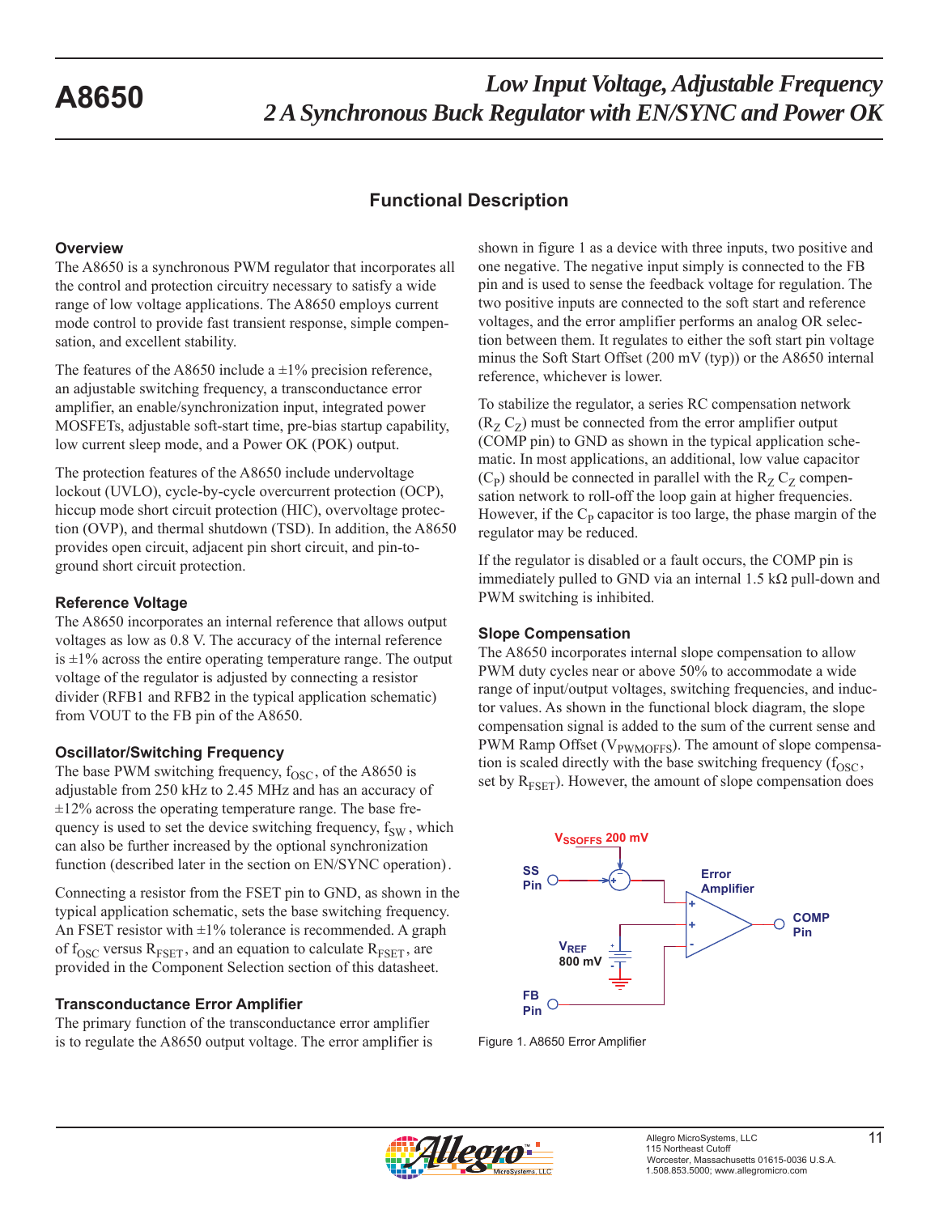## Functional Description

### Overview

The A8650 is a synchronous PWM regulator that incorporates all the control and protection circuitry necessary to satisfy a wide range of low voltage applications. The A8650 employs current mode control to provide fast transient response, simple compensation, and excellent stability.

The features of the A8650 include a ±1% precision reference, an adjustable switching frequency, a transconductance error amplifier, an enable/synchronization input, integrated power MOSFETs, adjustable soft-start time, pre-bias startup capability, low current sleep mode, and a Power OK (POK) output.

The protection features of the A8650 include undervoltage lockout (UVLO), cycle-by-cycle overcurrent protection (OCP), hiccup mode short circuit protection (HIC), overvoltage protection (OVP), and thermal shutdown (TSD). In addition, the A8650 provides open circuit, adjacent pin short circuit, and pin-to-ground short circuit protection.

### Reference Voltage

The A8650 incorporates an internal reference that allows output voltages as low as 0.8 V. The accuracy of the internal reference is ±1% across the entire operating temperature range. The output voltage of the regulator is adjusted by connecting a resistor divider (RFB1 and RFB2 in the typical application schematic) from VOUT to the FB pin of the A8650.

### Oscillator/Switching Frequency

The base PWM switching frequency, $f_{OSC}$, of the A8650 is adjustable from 250 kHz to 2.45 MHz and has an accuracy of ±12% across the operating temperature range. The base frequency is used to set the device switching frequency, $f_{SW}$, which can also be further increased by the optional synchronization function (described later in the section on EN/SYNC operation).

Connecting a resistor from the FSET pin to GND, as shown in the typical application schematic, sets the base switching frequency. An FSET resistor with ±1% tolerance is recommended. A graph of $f_{OSC}$ versus $R_{FSET}$, and an equation to calculate $R_{FSET}$, are provided in the Component Selection section of this datasheet.

### Transconductance Error Amplifier

The primary function of the transconductance error amplifier is to regulate the A8650 output voltage. The error amplifier is shown in figure 1 as a device with three inputs, two positive and one negative. The negative input simply is connected to the FB pin and is used to sense the feedback voltage for regulation. The two positive inputs are connected to the soft start and reference voltages, and the error amplifier performs an analog OR selection between them. It regulates to either the soft start pin voltage minus the Soft Start Offset (200 mV (typ)) or the A8650 internal reference, whichever is lower.

To stabilize the regulator, a series RC compensation network ($R_Z$ $C_Z$) must be connected from the error amplifier output (COMP pin) to GND as shown in the typical application schematic. In most applications, an additional, low value capacitor ($C_P$) should be connected in parallel with the $R_Z$ $C_Z$ compensation network to roll-off the loop gain at higher frequencies. However, if the $C_P$ capacitor is too large, the phase margin of the regulator may be reduced.

If the regulator is disabled or a fault occurs, the COMP pin is immediately pulled to GND via an internal 1.5 kΩ pull-down and PWM switching is inhibited.

### Slope Compensation

The A8650 incorporates internal slope compensation to allow PWM duty cycles near or above 50% to accommodate a wide range of input/output voltages, switching frequencies, and inductor values. As shown in the functional block diagram, the slope compensation signal is added to the sum of the current sense and PWM Ramp Offset ($V_{PWMOFFS}$). The amount of slope compensation is scaled directly with the base switching frequency ($f_{OSC}$, set by $R_{FSET}$). However, the amount of slope compensation does

Figure 1. A8650 Error Amplifier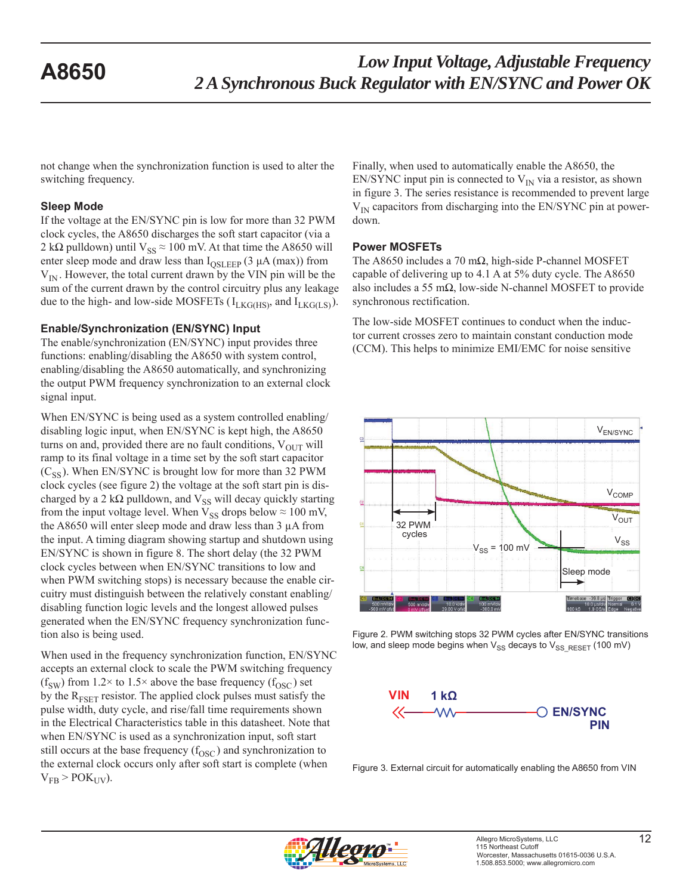not change when the synchronization function is used to alter the switching frequency.

### Sleep Mode

If the voltage at the EN/SYNC pin is low for more than 32 PWM clock cycles, the A8650 discharges the soft start capacitor (via a 2 kΩ pulldown) until $V_{SS} \approx 100$ mV. At that time the A8650 will enter sleep mode and draw less than $I_{QSLEEP}$ (3 µA (max)) from $V_{IN}$. However, the total current drawn by the VIN pin will be the sum of the current drawn by the control circuitry plus any leakage due to the high- and low-side MOSFETs ($I_{LKG(HS)}$, and $I_{LKG(LS)}$).

### Enable/Synchronization (EN/SYNC) Input

The enable/synchronization (EN/SYNC) input provides three functions: enabling/disabling the A8650 with system control, enabling/disabling the A8650 automatically, and synchronizing the output PWM frequency synchronization to an external clock signal input.

When EN/SYNC is being used as a system controlled enabling/disabling logic input, when EN/SYNC is kept high, the A8650 turns on and, provided there are no fault conditions, $V_{OUT}$ will ramp to its final voltage in a time set by the soft start capacitor ($C_{SS}$). When EN/SYNC is brought low for more than 32 PWM clock cycles (see figure 2) the voltage at the soft start pin is discharged by a 2 kΩ pulldown, and $V_{SS}$ will decay quickly starting from the input voltage level. When $V_{SS}$ drops below ≈ 100 mV, the A8650 will enter sleep mode and draw less than 3 µA from the input. A timing diagram showing startup and shutdown using EN/SYNC is shown in figure 8. The short delay (the 32 PWM clock cycles between when EN/SYNC transitions to low and when PWM switching stops) is necessary because the enable circuitry must distinguish between the relatively constant enabling/disabling function logic levels and the longest allowed pulses generated when the EN/SYNC frequency synchronization function also is being used.

When used in the frequency synchronization function, EN/SYNC accepts an external clock to scale the PWM switching frequency ($f_{SW}$) from 1.2× to 1.5× above the base frequency ($f_{OSC}$) set by the $R_{FSET}$ resistor. The applied clock pulses must satisfy the pulse width, duty cycle, and rise/fall time requirements shown in the Electrical Characteristics table in this datasheet. Note that when EN/SYNC is used as a synchronization input, soft start still occurs at the base frequency ($f_{OSC}$) and synchronization to the external clock occurs only after soft start is complete (when $V_{FB} > POK_{UV}$).

Finally, when used to automatically enable the A8650, the EN/SYNC input pin is connected to $V_{IN}$ via a resistor, as shown in figure 3. The series resistance is recommended to prevent large $V_{IN}$ capacitors from discharging into the EN/SYNC pin at power-down.

### Power MOSFETs

The A8650 includes a 70 mΩ, high-side P-channel MOSFET capable of delivering up to 4.1 A at 5% duty cycle. The A8650 also includes a 55 mΩ, low-side N-channel MOSFET to provide synchronous rectification.

The low-side MOSFET continues to conduct when the inductor current crosses zero to maintain constant conduction mode (CCM). This helps to minimize EMI/EMC for noise sensitive

Figure 2. PWM switching stops 32 PWM cycles after EN/SYNC transitions low, and sleep mode begins when $V_{SS}$ decays to $V_{SS\_RESET}$ (100 mV)

Figure 3. External circuit for automatically enabling the A8650 from VIN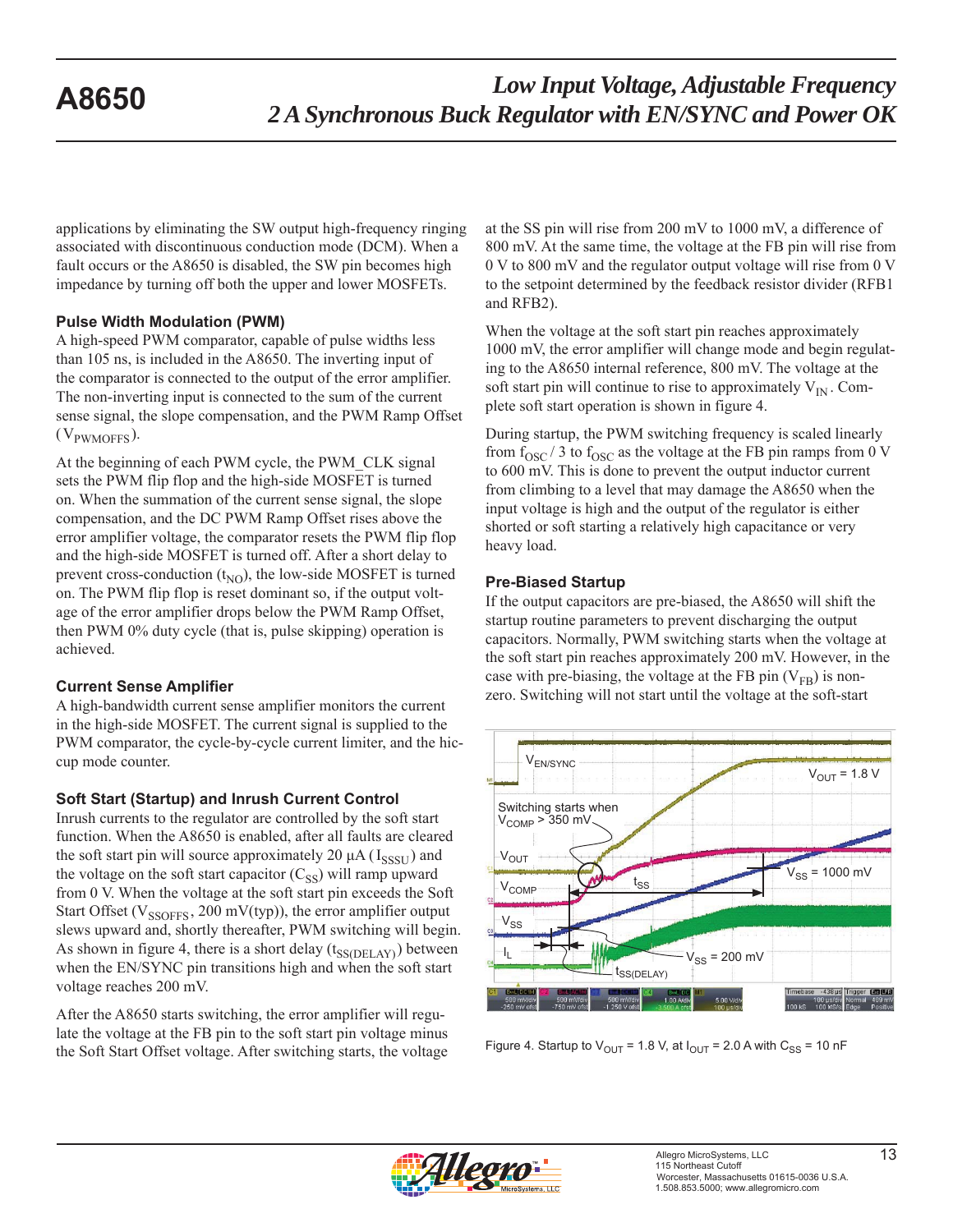applications by eliminating the SW output high-frequency ringing associated with discontinuous conduction mode (DCM). When a fault occurs or the A8650 is disabled, the SW pin becomes high impedance by turning off both the upper and lower MOSFETs.

### Pulse Width Modulation (PWM)

A high-speed PWM comparator, capable of pulse widths less than 105 ns, is included in the A8650. The inverting input of the comparator is connected to the output of the error amplifier. The non-inverting input is connected to the sum of the current sense signal, the slope compensation, and the PWM Ramp Offset ($V_{PWMOFFS}$).

At the beginning of each PWM cycle, the PWM_CLK signal sets the PWM flip flop and the high-side MOSFET is turned on. When the summation of the current sense signal, the slope compensation, and the DC PWM Ramp Offset rises above the error amplifier voltage, the comparator resets the PWM flip flop and the high-side MOSFET is turned off. After a short delay to prevent cross-conduction ($t_{NO}$), the low-side MOSFET is turned on. The PWM flip flop is reset dominant so, if the output voltage of the error amplifier drops below the PWM Ramp Offset, then PWM 0% duty cycle (that is, pulse skipping) operation is achieved.

### Current Sense Amplifier

A high-bandwidth current sense amplifier monitors the current in the high-side MOSFET. The current signal is supplied to the PWM comparator, the cycle-by-cycle current limiter, and the hiccup mode counter.

### Soft Start (Startup) and Inrush Current Control

Inrush currents to the regulator are controlled by the soft start function. When the A8650 is enabled, after all faults are cleared the soft start pin will source approximately 20 µA ($I_{SSSU}$) and the voltage on the soft start capacitor ($C_{SS}$) will ramp upward from 0 V. When the voltage at the soft start pin exceeds the Soft Start Offset ($V_{SSOFFS}$, 200 mV(typ)), the error amplifier output slews upward and, shortly thereafter, PWM switching will begin. As shown in figure 4, there is a short delay ($t_{SS(DELAY)}$) between when the EN/SYNC pin transitions high and when the soft start voltage reaches 200 mV.

After the A8650 starts switching, the error amplifier will regulate the voltage at the FB pin to the soft start pin voltage minus the Soft Start Offset voltage. After switching starts, the voltage at the SS pin will rise from 200 mV to 1000 mV, a difference of 800 mV. At the same time, the voltage at the FB pin will rise from 0 V to 800 mV and the regulator output voltage will rise from 0 V to the setpoint determined by the feedback resistor divider (RFB1 and RFB2).

When the voltage at the soft start pin reaches approximately 1000 mV, the error amplifier will change mode and begin regulating to the A8650 internal reference, 800 mV. The voltage at the soft start pin will continue to rise to approximately $V_{IN}$. Complete soft start operation is shown in figure 4.

During startup, the PWM switching frequency is scaled linearly from $f_{OSC}$ / 3 to $f_{OSC}$ as the voltage at the FB pin ramps from 0 V to 600 mV. This is done to prevent the output inductor current from climbing to a level that may damage the A8650 when the input voltage is high and the output of the regulator is either shorted or soft starting a relatively high capacitance or very heavy load.

### Pre-Biased Startup

If the output capacitors are pre-biased, the A8650 will shift the startup routine parameters to prevent discharging the output capacitors. Normally, PWM switching starts when the voltage at the soft start pin reaches approximately 200 mV. However, in the case with pre-biasing, the voltage at the FB pin ($V_{FB}$) is non-zero. Switching will not start until the voltage at the soft-start

Figure 4. Startup to $V_{OUT}$ = 1.8 V, at $I_{OUT}$ = 2.0 A with $C_{SS}$ = 10 nF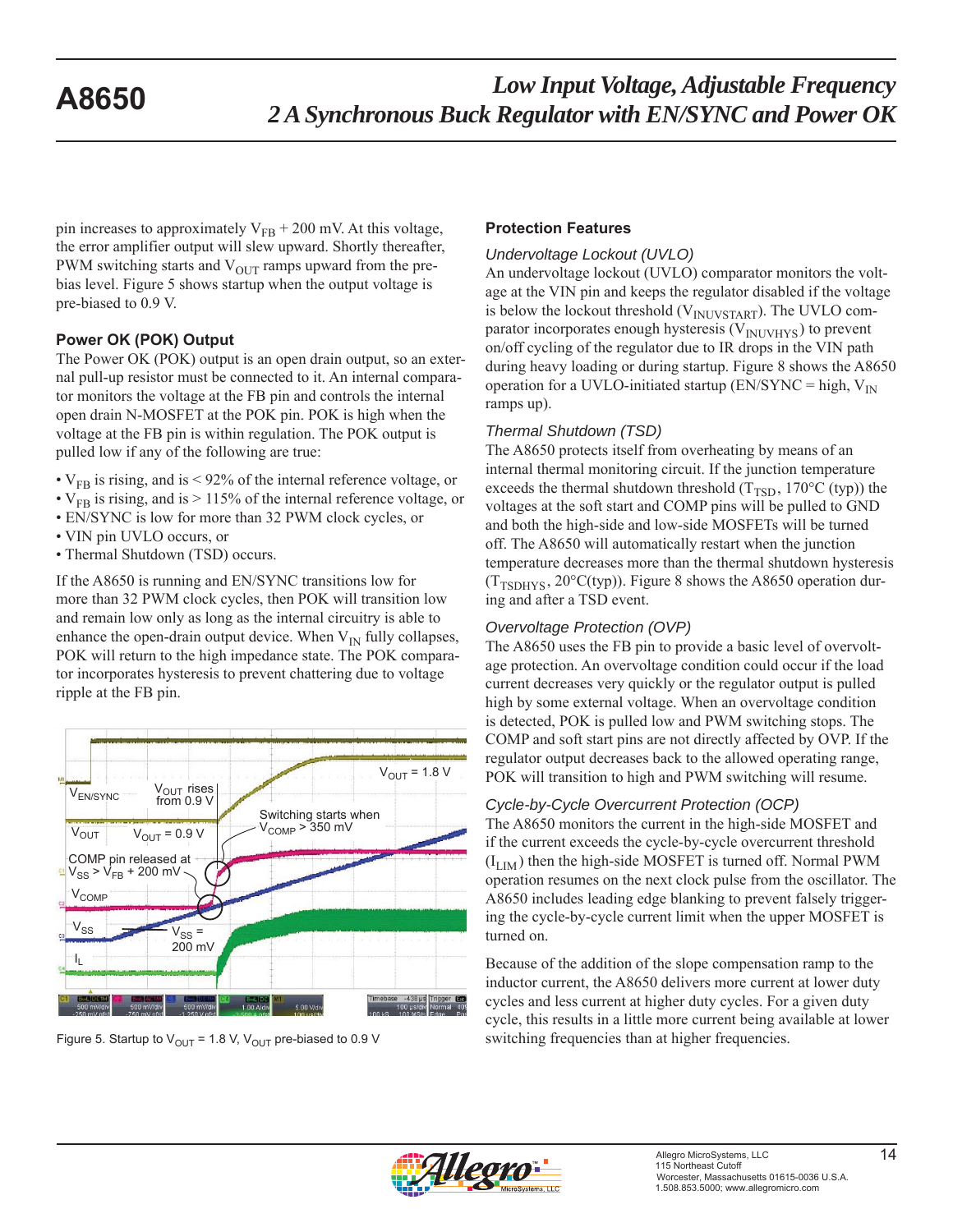pin increases to approximately $V_{FB}$ + 200 mV. At this voltage, the error amplifier output will slew upward. Shortly thereafter, PWM switching starts and $V_{OUT}$ ramps upward from the pre-bias level. Figure 5 shows startup when the output voltage is pre-biased to 0.9 V.

### Power OK (POK) Output

The Power OK (POK) output is an open drain output, so an external pull-up resistor must be connected to it. An internal comparator monitors the voltage at the FB pin and controls the internal open drain N-MOSFET at the POK pin. POK is high when the voltage at the FB pin is within regulation. The POK output is pulled low if any of the following are true:

- $V_{FB}$ is rising, and is < 92% of the internal reference voltage, or
- $V_{FB}$ is rising, and is > 115% of the internal reference voltage, or
- EN/SYNC is low for more than 32 PWM clock cycles, or
- VIN pin UVLO occurs, or
- Thermal Shutdown (TSD) occurs.

If the A8650 is running and EN/SYNC transitions low for more than 32 PWM clock cycles, then POK will transition low and remain low only as long as the internal circuitry is able to enhance the open-drain output device. When $V_{IN}$ fully collapses, POK will return to the high impedance state. The POK comparator incorporates hysteresis to prevent chattering due to voltage ripple at the FB pin.

Figure 5. Startup to $V_{OUT}$ = 1.8 V, $V_{OUT}$ pre-biased to 0.9 V

### Protection Features

*Undervoltage Lockout (UVLO)*

An undervoltage lockout (UVLO) comparator monitors the voltage at the VIN pin and keeps the regulator disabled if the voltage is below the lockout threshold ($V_{INUVSTART}$). The UVLO comparator incorporates enough hysteresis ($V_{INUVHYS}$) to prevent on/off cycling of the regulator due to IR drops in the VIN path during heavy loading or during startup. Figure 8 shows the A8650 operation for a UVLO-initiated startup (EN/SYNC = high, $V_{IN}$ ramps up).

*Thermal Shutdown (TSD)*

The A8650 protects itself from overheating by means of an internal thermal monitoring circuit. If the junction temperature exceeds the thermal shutdown threshold ($T_{TSD}$, 170°C (typ)) the voltages at the soft start and COMP pins will be pulled to GND and both the high-side and low-side MOSFETs will be turned off. The A8650 will automatically restart when the junction temperature decreases more than the thermal shutdown hysteresis ($T_{TSDHYS}$, 20°C(typ)). Figure 8 shows the A8650 operation during and after a TSD event.

*Overvoltage Protection (OVP)*

The A8650 uses the FB pin to provide a basic level of overvoltage protection. An overvoltage condition could occur if the load current decreases very quickly or the regulator output is pulled high by some external voltage. When an overvoltage condition is detected, POK is pulled low and PWM switching stops. The COMP and soft start pins are not directly affected by OVP. If the regulator output decreases back to the allowed operating range, POK will transition to high and PWM switching will resume.

*Cycle-by-Cycle Overcurrent Protection (OCP)*

The A8650 monitors the current in the high-side MOSFET and if the current exceeds the cycle-by-cycle overcurrent threshold ($I_{LIM}$) then the high-side MOSFET is turned off. Normal PWM operation resumes on the next clock pulse from the oscillator. The A8650 includes leading edge blanking to prevent falsely triggering the cycle-by-cycle current limit when the upper MOSFET is turned on.

Because of the addition of the slope compensation ramp to the inductor current, the A8650 delivers more current at lower duty cycles and less current at higher duty cycles. For a given duty cycle, this results in a little more current being available at lower switching frequencies than at higher frequencies.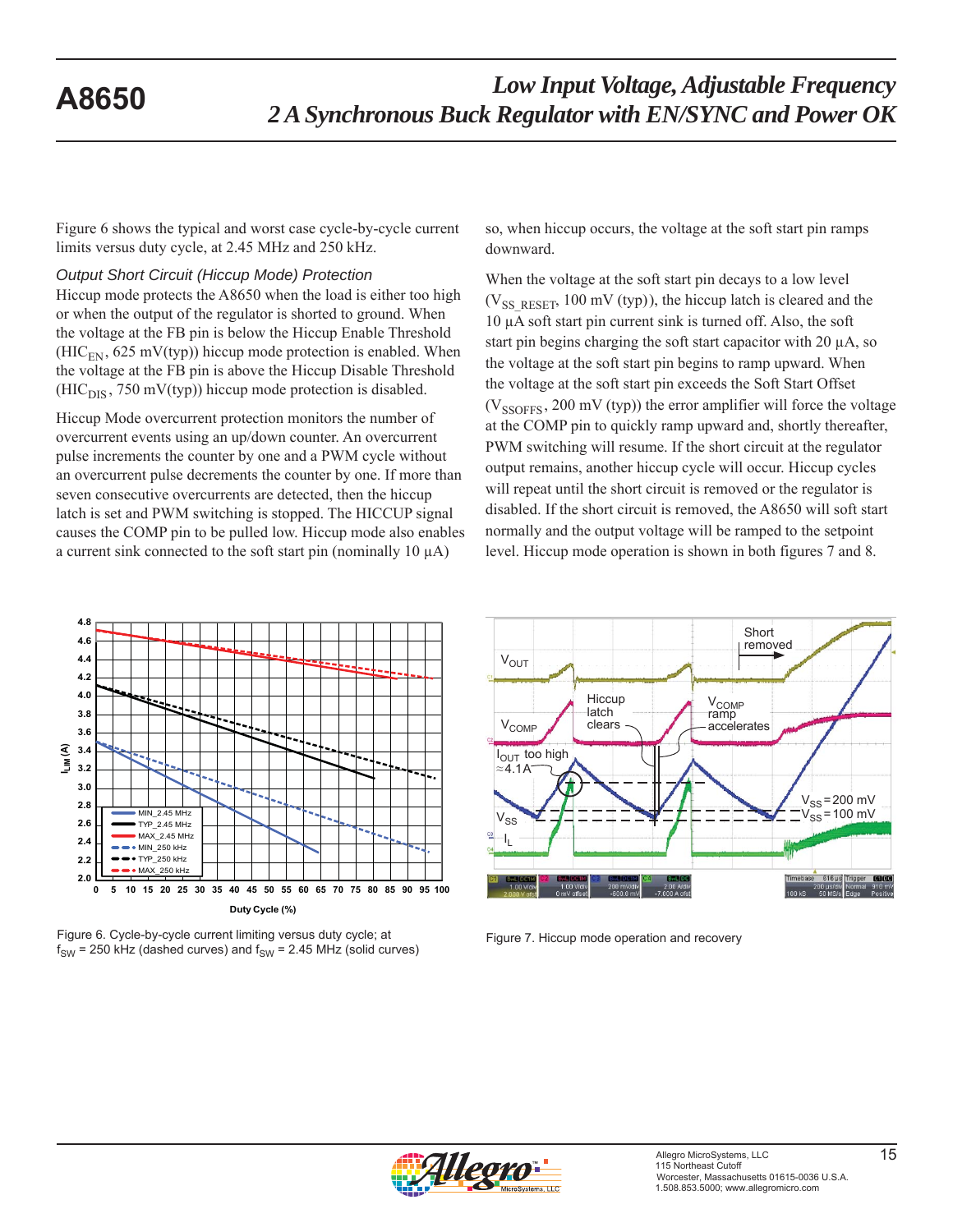Figure 6 shows the typical and worst case cycle-by-cycle current limits versus duty cycle, at 2.45 MHz and 250 kHz.

### *Output Short Circuit (Hiccup Mode) Protection*

Hiccup mode protects the A8650 when the load is either too high or when the output of the regulator is shorted to ground. When the voltage at the FB pin is below the Hiccup Enable Threshold ($HIC_{EN}$, 625 mV(typ)) hiccup mode protection is enabled. When the voltage at the FB pin is above the Hiccup Disable Threshold ($HIC_{DIS}$, 750 mV(typ)) hiccup mode protection is disabled.

Hiccup Mode overcurrent protection monitors the number of overcurrent events using an up/down counter. An overcurrent pulse increments the counter by one and a PWM cycle without an overcurrent pulse decrements the counter by one. If more than seven consecutive overcurrents are detected, then the hiccup latch is set and PWM switching is stopped. The HICCUP signal causes the COMP pin to be pulled low. Hiccup mode also enables a current sink connected to the soft start pin (nominally 10 µA) so, when hiccup occurs, the voltage at the soft start pin ramps downward.

When the voltage at the soft start pin decays to a low level ($V_{SS\_RESET}$, 100 mV (typ)), the hiccup latch is cleared and the 10 µA soft start pin current sink is turned off. Also, the soft start pin begins charging the soft start capacitor with 20 µA, so the voltage at the soft start pin begins to ramp upward. When the voltage at the soft start pin exceeds the Soft Start Offset ($V_{SSOFFS}$, 200 mV (typ)) the error amplifier will force the voltage at the COMP pin to quickly ramp upward and, shortly thereafter, PWM switching will resume. If the short circuit at the regulator output remains, another hiccup cycle will occur. Hiccup cycles will repeat until the short circuit is removed or the regulator is disabled. If the short circuit is removed, the A8650 will soft start normally and the output voltage will be ramped to the setpoint level. Hiccup mode operation is shown in both figures 7 and 8.

Figure 6. Cycle-by-cycle current limiting versus duty cycle; at $f_{SW}$ = 250 kHz (dashed curves) and $f_{SW}$ = 2.45 MHz (solid curves)

Figure 7. Hiccup mode operation and recovery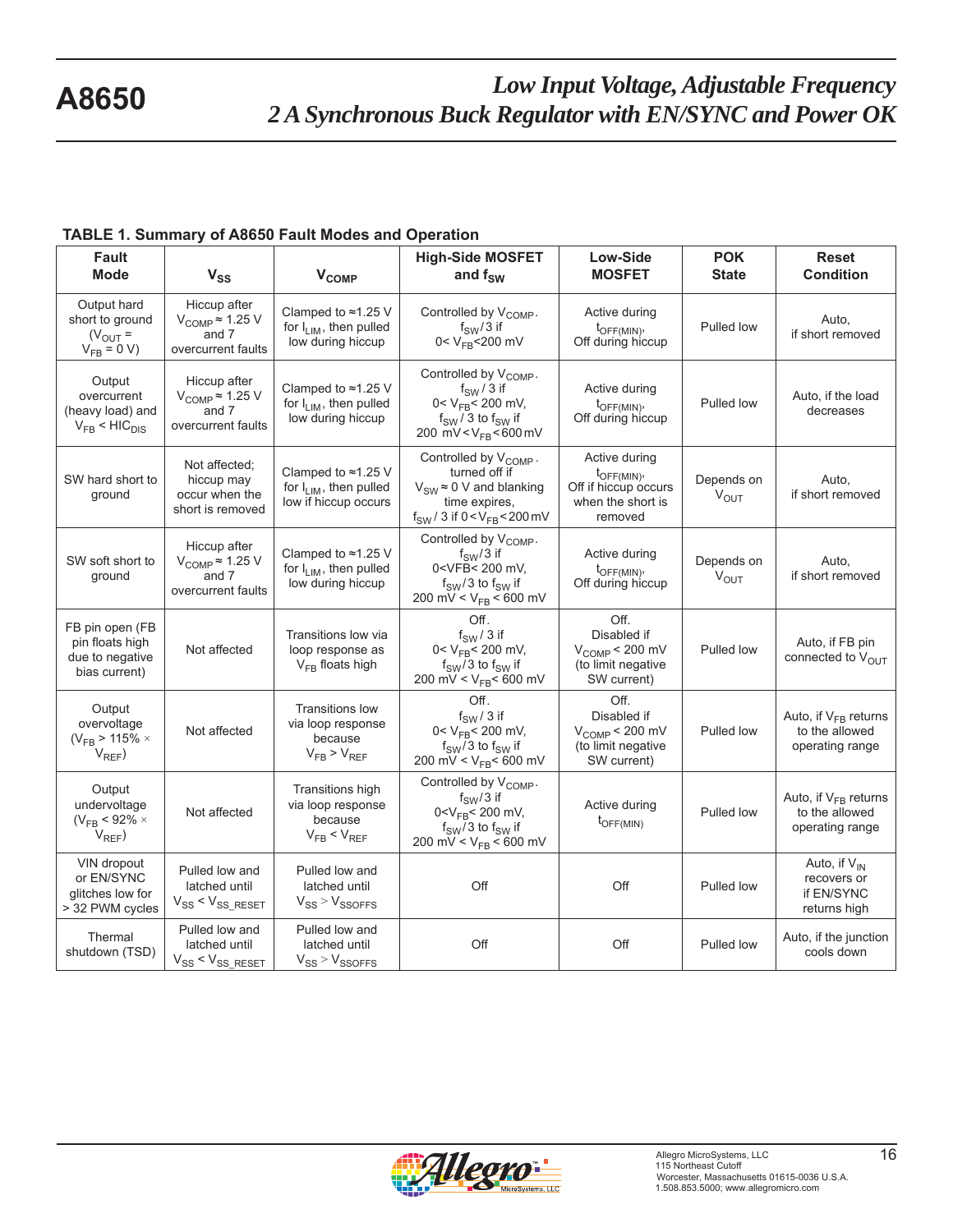### TABLE 1. Summary of A8650 Fault Modes and Operation

| Fault Mode | $V_{SS}$ | $V_{COMP}$ | High-Side MOSFET and $f_{SW}$ | Low-Side MOSFET | POK State | Reset Condition |
|---|---|---|---|---|---|---|
| Output hard short to ground ($V_{OUT}$ = $V_{FB}$ = 0 V) | Hiccup after $V_{COMP}$ ≈ 1.25 V and 7 overcurrent faults | Clamped to ≈1.25 V for $I_{LIM}$, then pulled low during hiccup | Controlled by $V_{COMP}$. $f_{SW}$/3 if 0< $V_{FB}$<200 mV | Active during $t_{OFF(MIN)}$, Off during hiccup | Pulled low | Auto, if short removed |
| Output overcurrent (heavy load) and $V_{FB}$ < $HIC_{DIS}$ | Hiccup after $V_{COMP}$ ≈ 1.25 V and 7 overcurrent faults | Clamped to ≈1.25 V for $I_{LIM}$, then pulled low during hiccup | Controlled by $V_{COMP}$. $f_{SW}$ / 3 if 0< $V_{FB}$< 200 mV, $f_{SW}$ / 3 to $f_{SW}$ if 200 mV<$V_{FB}$<600 mV | Active during $t_{OFF(MIN)}$, Off during hiccup | Pulled low | Auto, if the load decreases |
| SW hard short to ground | Not affected; hiccup may occur when the short is removed | Clamped to ≈1.25 V for $I_{LIM}$, then pulled low if hiccup occurs | Controlled by $V_{COMP}$. turned off if $V_{SW}$ ≈ 0 V and blanking time expires, $f_{SW}$ / 3 if 0<$V_{FB}$<200 mV | Active during $t_{OFF(MIN)}$, Off if hiccup occurs when the short is removed | Depends on $V_{OUT}$ | Auto, if short removed |
| SW soft short to ground | Hiccup after $V_{COMP}$ ≈ 1.25 V and 7 overcurrent faults | Clamped to ≈1.25 V for $I_{LIM}$, then pulled low during hiccup | Controlled by $V_{COMP}$. $f_{SW}$/3 if 0<VFB< 200 mV, $f_{SW}$/3 to $f_{SW}$ if 200 mV < $V_{FB}$ < 600 mV | Active during $t_{OFF(MIN)}$, Off during hiccup | Depends on $V_{OUT}$ | Auto, if short removed |
| FB pin open (FB pin floats high due to negative bias current) | Not affected | Transitions low via loop response as $V_{FB}$ floats high | Off. $f_{SW}$ / 3 if 0< $V_{FB}$< 200 mV, $f_{SW}$/3 to $f_{SW}$ if 200 mV < $V_{FB}$< 600 mV | Off. Disabled if $V_{COMP}$ < 200 mV (to limit negative SW current) | Pulled low | Auto, if FB pin connected to $V_{OUT}$ |
| Output overvoltage ($V_{FB}$ > 115% × $V_{REF}$) | Not affected | Transitions low via loop response because $V_{FB}$ > $V_{REF}$ | Off. $f_{SW}$ / 3 if 0< $V_{FB}$< 200 mV, $f_{SW}$/3 to $f_{SW}$ if 200 mV < $V_{FB}$< 600 mV | Off. Disabled if $V_{COMP}$ < 200 mV (to limit negative SW current) | Pulled low | Auto, if $V_{FB}$ returns to the allowed operating range |
| Output undervoltage ($V_{FB}$ < 92% × $V_{REF}$) | Not affected | Transitions high via loop response because $V_{FB}$ < $V_{REF}$ | Controlled by $V_{COMP}$. $f_{SW}$/3 if 0<$V_{FB}$< 200 mV, $f_{SW}$/3 to $f_{SW}$ if 200 mV < $V_{FB}$ < 600 mV | Active during $t_{OFF(MIN)}$ | Pulled low | Auto, if $V_{FB}$ returns to the allowed operating range |
| VIN dropout or EN/SYNC glitches low for > 32 PWM cycles | Pulled low and latched until $V_{SS}$ < $V_{SS\_RESET}$ | Pulled low and latched until $V_{SS}$ > $V_{SSOFFS}$ | Off | Off | Pulled low | Auto, if $V_{IN}$ recovers or if EN/SYNC returns high |
| Thermal shutdown (TSD) | Pulled low and latched until $V_{SS}$ < $V_{SS\_RESET}$ | Pulled low and latched until $V_{SS}$ > $V_{SSOFFS}$ | Off | Off | Pulled low | Auto, if the junction cools down |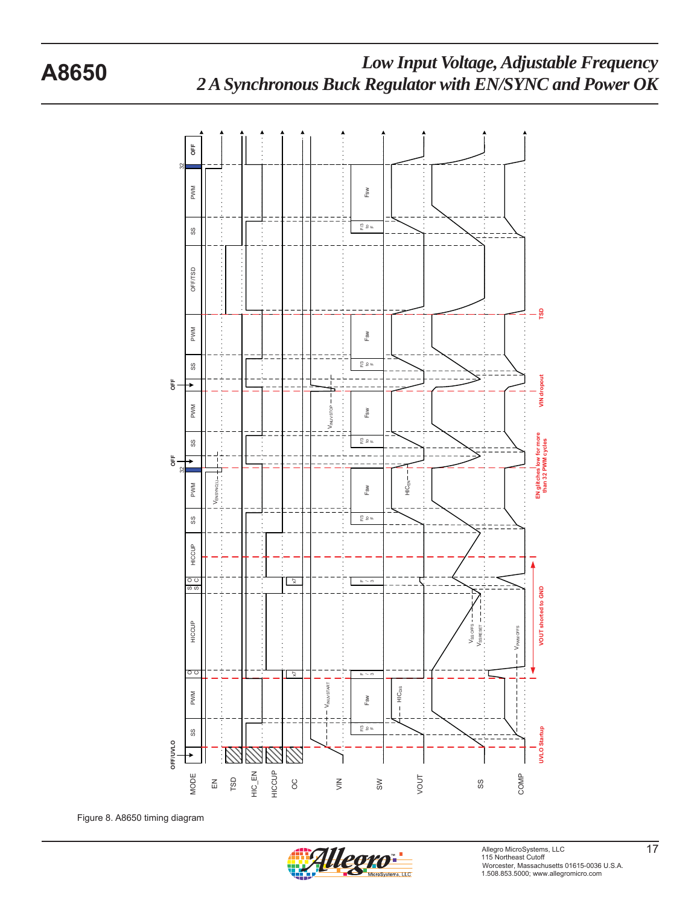Figure 8. A8650 timing diagram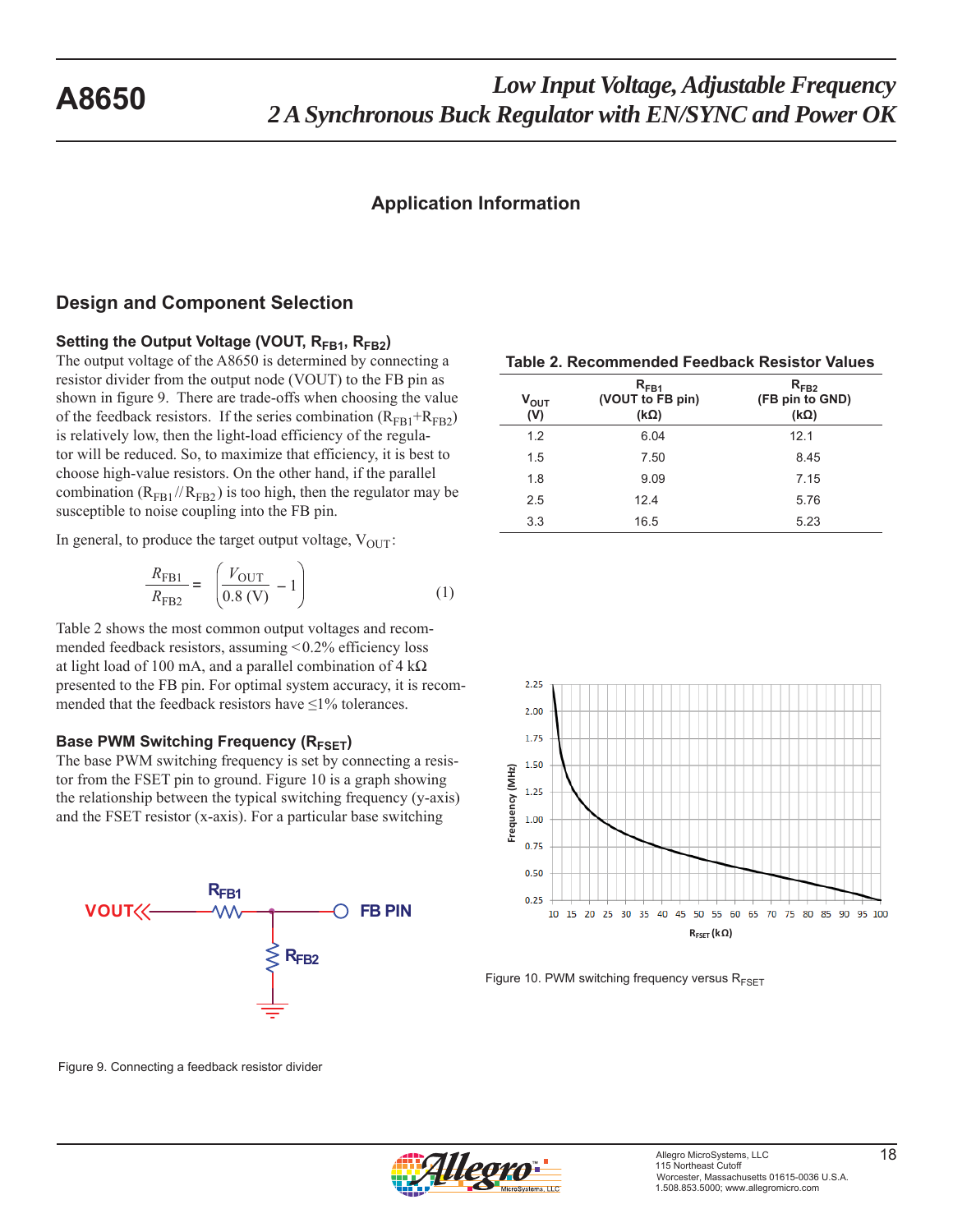## Application Information

### Design and Component Selection

#### Setting the Output Voltage (VOUT, $R_{FB1}$, $R_{FB2}$)

The output voltage of the A8650 is determined by connecting a resistor divider from the output node (VOUT) to the FB pin as shown in figure 9. There are trade-offs when choosing the value of the feedback resistors. If the series combination ($R_{FB1}$+$R_{FB2}$) is relatively low, then the light-load efficiency of the regulator will be reduced. So, to maximize that efficiency, it is best to choose high-value resistors. On the other hand, if the parallel combination ($R_{FB1}$//$R_{FB2}$) is too high, then the regulator may be susceptible to noise coupling into the FB pin.

In general, to produce the target output voltage, $V_{OUT}$:

$$\frac{R_{FB1}}{R_{FB2}} = \left( \frac{V_{OUT}}{0.8\ (V)} - 1 \right) \tag{1}$$

Table 2 shows the most common output voltages and recommended feedback resistors, assuming <0.2% efficiency loss at light load of 100 mA, and a parallel combination of 4 kΩ presented to the FB pin. For optimal system accuracy, it is recommended that the feedback resistors have ≤1% tolerances.

**Table 2. Recommended Feedback Resistor Values**

| $V_{OUT}$ (V) | $R_{FB1}$ (VOUT to FB pin) (kΩ) | $R_{FB2}$ (FB pin to GND) (kΩ) |
|---|---|---|
| 1.2 | 6.04 | 12.1 |
| 1.5 | 7.50 | 8.45 |
| 1.8 | 9.09 | 7.15 |
| 2.5 | 12.4 | 5.76 |
| 3.3 | 16.5 | 5.23 |

Figure 9. Connecting a feedback resistor divider

#### Base PWM Switching Frequency ($R_{FSET}$)

The base PWM switching frequency is set by connecting a resistor from the FSET pin to ground. Figure 10 is a graph showing the relationship between the typical switching frequency (y-axis) and the FSET resistor (x-axis). For a particular base switching

Figure 10. PWM switching frequency versus $R_{FSET}$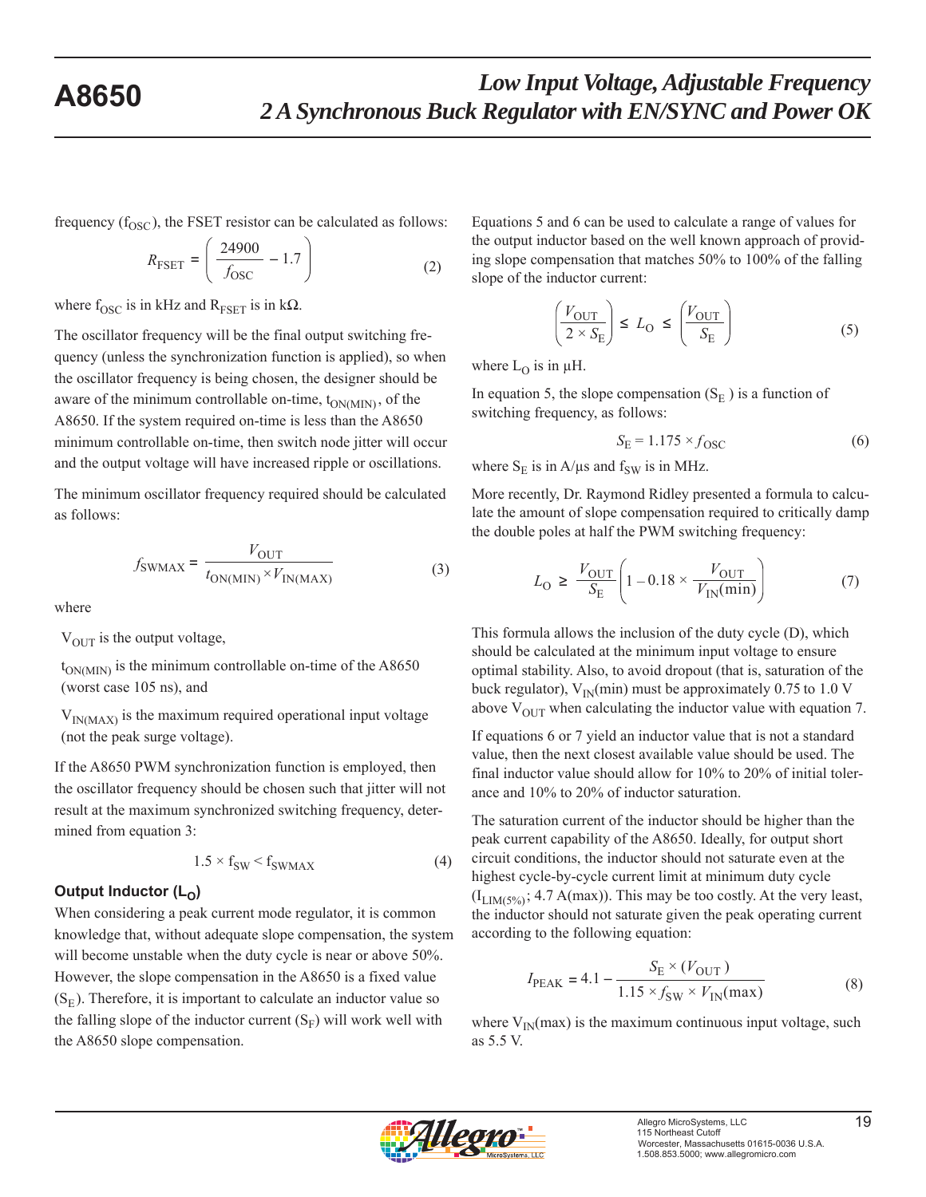frequency ($f_{OSC}$), the FSET resistor can be calculated as follows:

$$R_{FSET} = \left( \frac{24900}{f_{OSC}} - 1.7 \right) \tag{2}$$

where $f_{OSC}$ is in kHz and $R_{FSET}$ is in kΩ.

The oscillator frequency will be the final output switching frequency (unless the synchronization function is applied), so when the oscillator frequency is being chosen, the designer should be aware of the minimum controllable on-time, $t_{ON(MIN)}$, of the A8650. If the system required on-time is less than the A8650 minimum controllable on-time, then switch node jitter will occur and the output voltage will have increased ripple or oscillations.

The minimum oscillator frequency required should be calculated as follows:

$$f_{SWMAX} = \frac{V_{OUT}}{t_{ON(MIN)} \times V_{IN(MAX)}} \tag{3}$$

where

$V_{OUT}$ is the output voltage,

$t_{ON(MIN)}$ is the minimum controllable on-time of the A8650 (worst case 105 ns), and

$V_{IN(MAX)}$ is the maximum required operational input voltage (not the peak surge voltage).

If the A8650 PWM synchronization function is employed, then the oscillator frequency should be chosen such that jitter will not result at the maximum synchronized switching frequency, determined from equation 3:

$$1.5 \times f_{SW} < f_{SWMAX} \tag{4}$$

### Output Inductor ($L_O$)

When considering a peak current mode regulator, it is common knowledge that, without adequate slope compensation, the system will become unstable when the duty cycle is near or above 50%. However, the slope compensation in the A8650 is a fixed value ($S_E$). Therefore, it is important to calculate an inductor value so the falling slope of the inductor current ($S_F$) will work well with the A8650 slope compensation.

Equations 5 and 6 can be used to calculate a range of values for the output inductor based on the well known approach of providing slope compensation that matches 50% to 100% of the falling slope of the inductor current:

$$\left( \frac{V_{OUT}}{2 \times S_E} \right) \leq L_O \leq \left( \frac{V_{OUT}}{S_E} \right) \tag{5}$$

where $L_O$ is in µH.

In equation 5, the slope compensation ($S_E$) is a function of switching frequency, as follows:

$$S_E = 1.175 \times f_{OSC} \tag{6}$$

where $S_E$ is in A/µs and $f_{SW}$ is in MHz.

More recently, Dr. Raymond Ridley presented a formula to calculate the amount of slope compensation required to critically damp the double poles at half the PWM switching frequency:

$$L_O \geq \frac{V_{OUT}}{S_E} \left( 1 - 0.18 \times \frac{V_{OUT}}{V_{IN}(\text{min})} \right) \tag{7}$$

This formula allows the inclusion of the duty cycle (D), which should be calculated at the minimum input voltage to ensure optimal stability. Also, to avoid dropout (that is, saturation of the buck regulator), $V_{IN}$(min) must be approximately 0.75 to 1.0 V above $V_{OUT}$ when calculating the inductor value with equation 7.

If equations 6 or 7 yield an inductor value that is not a standard value, then the next closest available value should be used. The final inductor value should allow for 10% to 20% of initial tolerance and 10% to 20% of inductor saturation.

The saturation current of the inductor should be higher than the peak current capability of the A8650. Ideally, for output short circuit conditions, the inductor should not saturate even at the highest cycle-by-cycle current limit at minimum duty cycle ($I_{LIM(5\%)}$; 4.7 A(max)). This may be too costly. At the very least, the inductor should not saturate given the peak operating current according to the following equation:

$$I_{PEAK} = 4.1 - \frac{S_E \times (V_{OUT})}{1.15 \times f_{SW} \times V_{IN}(\text{max})} \tag{8}$$

where $V_{IN}$(max) is the maximum continuous input voltage, such as 5.5 V.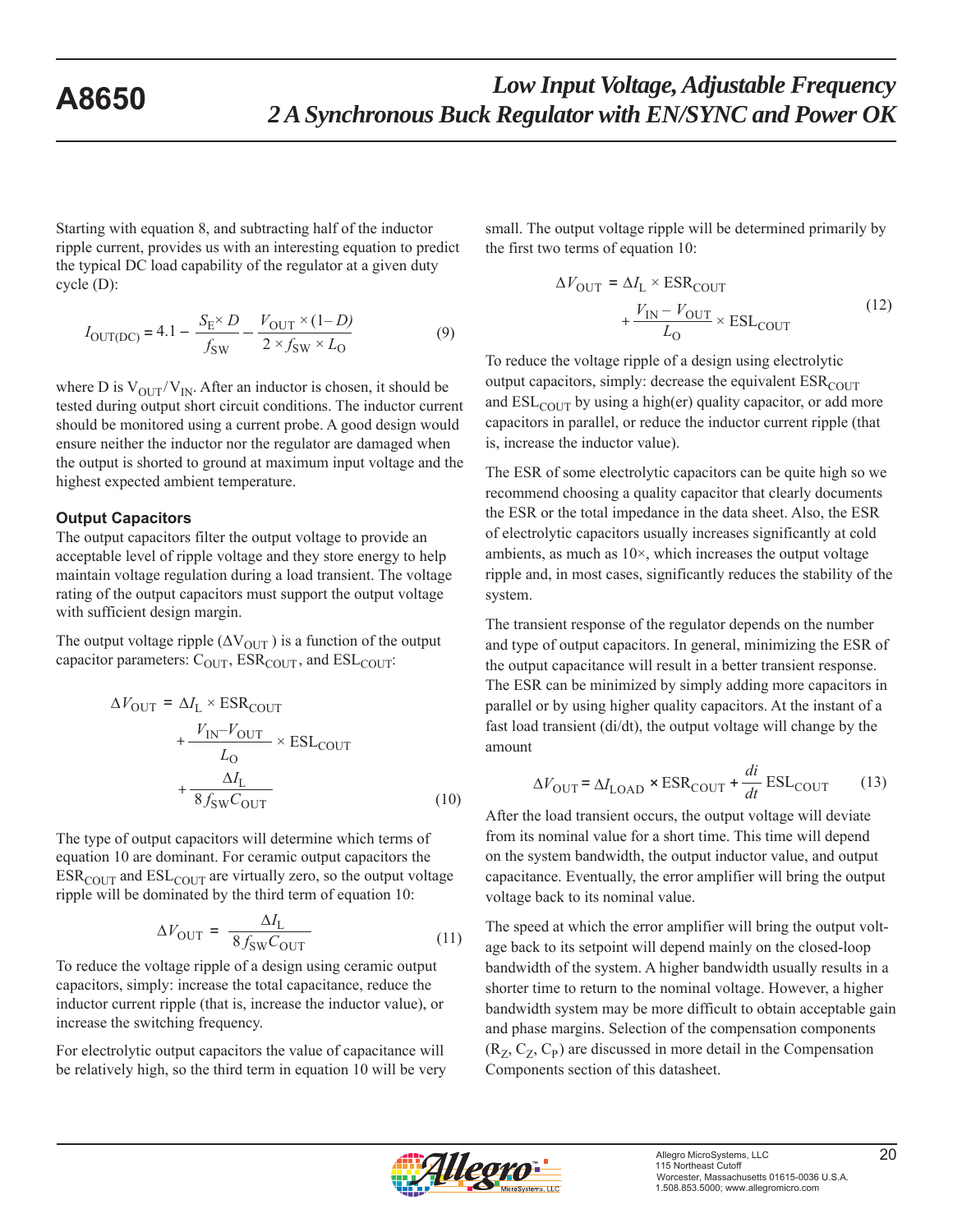Starting with equation 8, and subtracting half of the inductor ripple current, provides us with an interesting equation to predict the typical DC load capability of the regulator at a given duty cycle (D):

$$I_{OUT(DC)} = 4.1 - \frac{S_E \times D}{f_{SW}} - \frac{V_{OUT} \times (1-D)}{2 \times f_{SW} \times L_O} \tag{9}$$

where D is $V_{OUT}/V_{IN}$. After an inductor is chosen, it should be tested during output short circuit conditions. The inductor current should be monitored using a current probe. A good design would ensure neither the inductor nor the regulator are damaged when the output is shorted to ground at maximum input voltage and the highest expected ambient temperature.

### Output Capacitors

The output capacitors filter the output voltage to provide an acceptable level of ripple voltage and they store energy to help maintain voltage regulation during a load transient. The voltage rating of the output capacitors must support the output voltage with sufficient design margin.

The output voltage ripple ($\Delta V_{OUT}$) is a function of the output capacitor parameters: $C_{OUT}$, $ESR_{COUT}$, and $ESL_{COUT}$:

$$\Delta V_{OUT} = \Delta I_L \times ESR_{COUT} + \frac{V_{IN} - V_{OUT}}{L_O} \times ESL_{COUT} + \frac{\Delta I_L}{8 f_{SW} C_{OUT}} \tag{10}$$

The type of output capacitors will determine which terms of equation 10 are dominant. For ceramic output capacitors the $ESR_{COUT}$ and $ESL_{COUT}$ are virtually zero, so the output voltage ripple will be dominated by the third term of equation 10:

$$\Delta V_{OUT} = \frac{\Delta I_L}{8 f_{SW} C_{OUT}} \tag{11}$$

To reduce the voltage ripple of a design using ceramic output capacitors, simply: increase the total capacitance, reduce the inductor current ripple (that is, increase the inductor value), or increase the switching frequency.

For electrolytic output capacitors the value of capacitance will be relatively high, so the third term in equation 10 will be very small. The output voltage ripple will be determined primarily by the first two terms of equation 10:

$$\Delta V_{OUT} = \Delta I_L \times ESR_{COUT} + \frac{V_{IN} - V_{OUT}}{L_O} \times ESL_{COUT} \tag{12}$$

To reduce the voltage ripple of a design using electrolytic output capacitors, simply: decrease the equivalent $ESR_{COUT}$ and $ESL_{COUT}$ by using a high(er) quality capacitor, or add more capacitors in parallel, or reduce the inductor current ripple (that is, increase the inductor value).

The ESR of some electrolytic capacitors can be quite high so we recommend choosing a quality capacitor that clearly documents the ESR or the total impedance in the data sheet. Also, the ESR of electrolytic capacitors usually increases significantly at cold ambients, as much as 10×, which increases the output voltage ripple and, in most cases, significantly reduces the stability of the system.

The transient response of the regulator depends on the number and type of output capacitors. In general, minimizing the ESR of the output capacitance will result in a better transient response. The ESR can be minimized by simply adding more capacitors in parallel or by using higher quality capacitors. At the instant of a fast load transient (di/dt), the output voltage will change by the amount

$$\Delta V_{OUT} = \Delta I_{LOAD} \times ESR_{COUT} + \frac{di}{dt} ESL_{COUT} \tag{13}$$

After the load transient occurs, the output voltage will deviate from its nominal value for a short time. This time will depend on the system bandwidth, the output inductor value, and output capacitance. Eventually, the error amplifier will bring the output voltage back to its nominal value.

The speed at which the error amplifier will bring the output voltage back to its setpoint will depend mainly on the closed-loop bandwidth of the system. A higher bandwidth usually results in a shorter time to return to the nominal voltage. However, a higher bandwidth system may be more difficult to obtain acceptable gain and phase margins. Selection of the compensation components ($R_Z$, $C_Z$, $C_P$) are discussed in more detail in the Compensation Components section of this datasheet.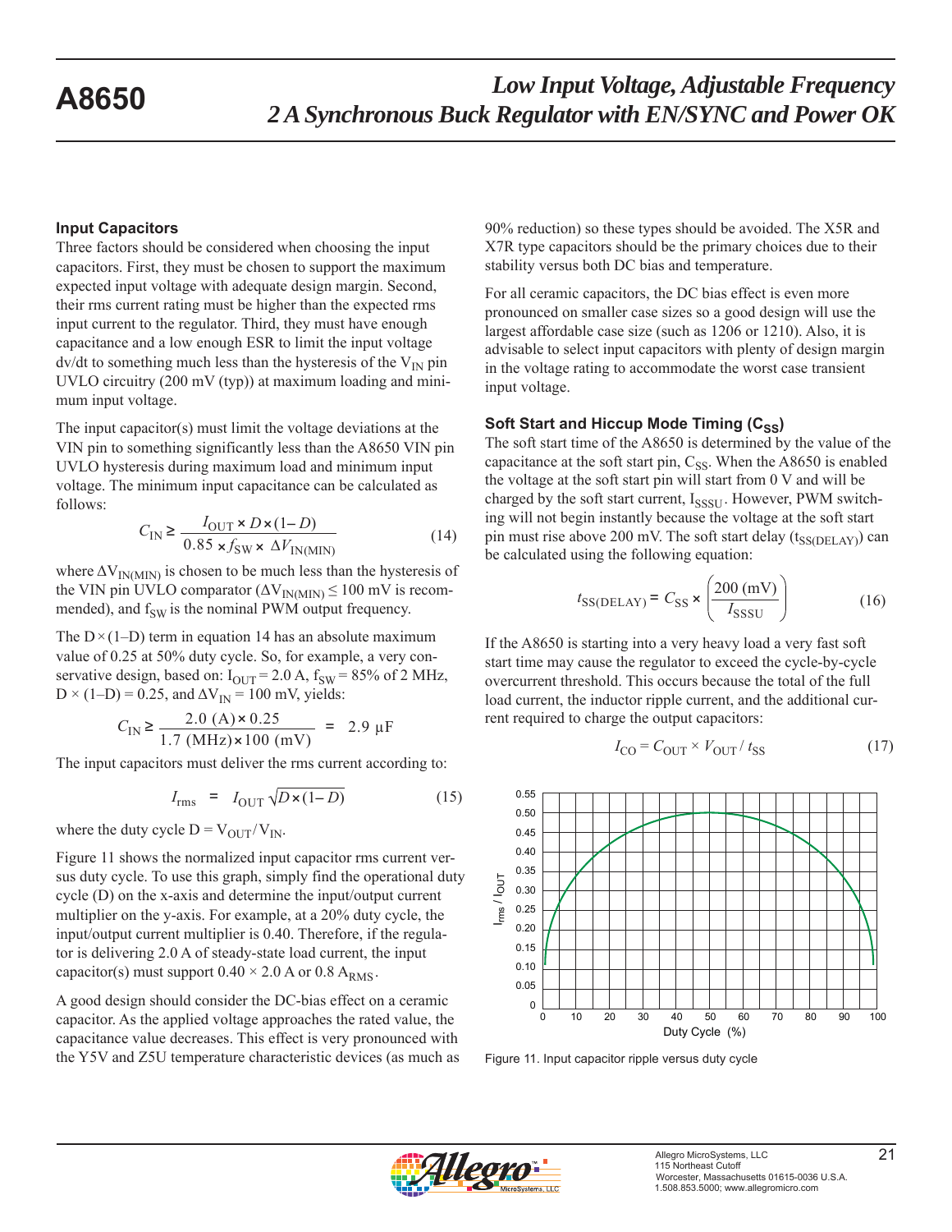### Input Capacitors

Three factors should be considered when choosing the input capacitors. First, they must be chosen to support the maximum expected input voltage with adequate design margin. Second, their rms current rating must be higher than the expected rms input current to the regulator. Third, they must have enough capacitance and a low enough ESR to limit the input voltage dv/dt to something much less than the hysteresis of the $V_{IN}$ pin UVLO circuitry (200 mV (typ)) at maximum loading and minimum input voltage.

The input capacitor(s) must limit the voltage deviations at the VIN pin to something significantly less than the A8650 VIN pin UVLO hysteresis during maximum load and minimum input voltage. The minimum input capacitance can be calculated as follows:

$$C_{IN} \geq \frac{I_{OUT} \times D \times (1-D)}{0.85 \times f_{SW} \times \Delta V_{IN(MIN)}} \tag{14}$$

where $\Delta V_{IN(MIN)}$ is chosen to be much less than the hysteresis of the VIN pin UVLO comparator ($\Delta V_{IN(MIN)} \leq 100$ mV is recommended), and $f_{SW}$ is the nominal PWM output frequency.

The $D \times (1–D)$ term in equation 14 has an absolute maximum value of 0.25 at 50% duty cycle. So, for example, a very conservative design, based on: $I_{OUT}$ = 2.0 A, $f_{SW}$ = 85% of 2 MHz, $D \times (1–D) = 0.25$, and $\Delta V_{IN}$ = 100 mV, yields:

$$C_{IN} \geq \frac{2.0\ (\text{A}) \times 0.25}{1.7\ (\text{MHz}) \times 100\ (\text{mV})} = 2.9\ \mu\text{F}$$

The input capacitors must deliver the rms current according to:

$$I_{rms} = I_{OUT} \sqrt{D \times (1-D)} \tag{15}$$

where the duty cycle $D = V_{OUT} / V_{IN}$.

Figure 11 shows the normalized input capacitor rms current versus duty cycle. To use this graph, simply find the operational duty cycle (D) on the x-axis and determine the input/output current multiplier on the y-axis. For example, at a 20% duty cycle, the input/output current multiplier is 0.40. Therefore, if the regulator is delivering 2.0 A of steady-state load current, the input capacitor(s) must support $0.40 \times 2.0$ A or 0.8 $A_{RMS}$.

A good design should consider the DC-bias effect on a ceramic capacitor. As the applied voltage approaches the rated value, the capacitance value decreases. This effect is very pronounced with the Y5V and Z5U temperature characteristic devices (as much as 90% reduction) so these types should be avoided. The X5R and X7R type capacitors should be the primary choices due to their stability versus both DC bias and temperature.

For all ceramic capacitors, the DC bias effect is even more pronounced on smaller case sizes so a good design will use the largest affordable case size (such as 1206 or 1210). Also, it is advisable to select input capacitors with plenty of design margin in the voltage rating to accommodate the worst case transient input voltage.

### Soft Start and Hiccup Mode Timing ($C_{SS}$)

The soft start time of the A8650 is determined by the value of the capacitance at the soft start pin, $C_{SS}$. When the A8650 is enabled the voltage at the soft start pin will start from 0 V and will be charged by the soft start current, $I_{SSSU}$. However, PWM switching will not begin instantly because the voltage at the soft start pin must rise above 200 mV. The soft start delay ($t_{SS(DELAY)}$) can be calculated using the following equation:

$$t_{SS(DELAY)} = C_{SS} \times \left( \frac{200\ (\text{mV})}{I_{SSSU}} \right) \tag{16}$$

If the A8650 is starting into a very heavy load a very fast soft start time may cause the regulator to exceed the cycle-by-cycle overcurrent threshold. This occurs because the total of the full load current, the inductor ripple current, and the additional current required to charge the output capacitors:

$$I_{CO} = C_{OUT} \times V_{OUT} / t_{SS} \tag{17}$$

Figure 11. Input capacitor ripple versus duty cycle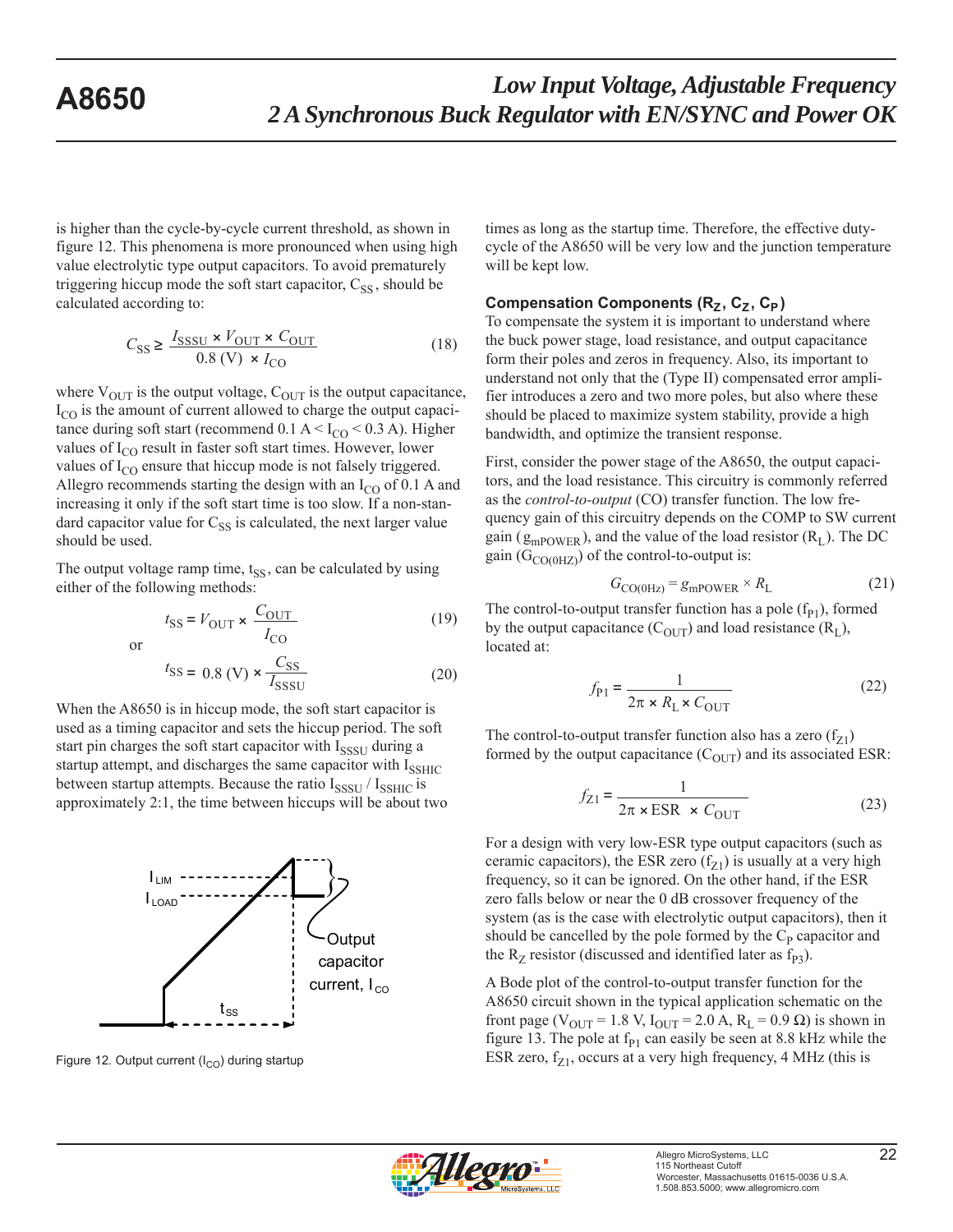is higher than the cycle-by-cycle current threshold, as shown in figure 12. This phenomena is more pronounced when using high value electrolytic type output capacitors. To avoid prematurely triggering hiccup mode the soft start capacitor, $C_{SS}$, should be calculated according to:

$$C_{SS} \geq \frac{I_{SSSU} \times V_{OUT} \times C_{OUT}}{0.8\ (\text{V}) \times I_{CO}} \tag{18}$$

where $V_{OUT}$ is the output voltage, $C_{OUT}$ is the output capacitance, $I_{CO}$ is the amount of current allowed to charge the output capacitance during soft start (recommend 0.1 A < $I_{CO}$ < 0.3 A). Higher values of $I_{CO}$ result in faster soft start times. However, lower values of $I_{CO}$ ensure that hiccup mode is not falsely triggered. Allegro recommends starting the design with an $I_{CO}$ of 0.1 A and increasing it only if the soft start time is too slow. If a non-standard capacitor value for $C_{SS}$ is calculated, the next larger value should be used.

The output voltage ramp time, $t_{SS}$, can be calculated by using either of the following methods:

$$t_{SS} = V_{OUT} \times \frac{C_{OUT}}{I_{CO}} \tag{19}$$

or

$$t_{SS} = 0.8\ (\text{V}) \times \frac{C_{SS}}{I_{SSSU}} \tag{20}$$

When the A8650 is in hiccup mode, the soft start capacitor is used as a timing capacitor and sets the hiccup period. The soft start pin charges the soft start capacitor with $I_{SSSU}$ during a startup attempt, and discharges the same capacitor with $I_{SSHIC}$ between startup attempts. Because the ratio $I_{SSSU}$ / $I_{SSHIC}$ is approximately 2:1, the time between hiccups will be about two times as long as the startup time. Therefore, the effective duty-cycle of the A8650 will be very low and the junction temperature will be kept low.

Figure 12. Output current ($I_{CO}$) during startup

### Compensation Components ($R_Z$, $C_Z$, $C_P$)

To compensate the system it is important to understand where the buck power stage, load resistance, and output capacitance form their poles and zeros in frequency. Also, its important to understand not only that the (Type II) compensated error amplifier introduces a zero and two more poles, but also where these should be placed to maximize system stability, provide a high bandwidth, and optimize the transient response.

First, consider the power stage of the A8650, the output capacitors, and the load resistance. This circuitry is commonly referred as the *control-to-output* (CO) transfer function. The low frequency gain of this circuitry depends on the COMP to SW current gain ($g_{mPOWER}$), and the value of the load resistor ($R_L$). The DC gain ($G_{CO(0HZ)}$) of the control-to-output is:

$$G_{CO(0Hz)} = g_{mPOWER} \times R_L \tag{21}$$

The control-to-output transfer function has a pole ($f_{P1}$), formed by the output capacitance ($C_{OUT}$) and load resistance ($R_L$), located at:

$$f_{P1} = \frac{1}{2\pi \times R_L \times C_{OUT}} \tag{22}$$

The control-to-output transfer function also has a zero ($f_{Z1}$) formed by the output capacitance ($C_{OUT}$) and its associated ESR:

$$f_{Z1} = \frac{1}{2\pi \times \text{ESR} \times C_{OUT}} \tag{23}$$

For a design with very low-ESR type output capacitors (such as ceramic capacitors), the ESR zero ($f_{Z1}$) is usually at a very high frequency, so it can be ignored. On the other hand, if the ESR zero falls below or near the 0 dB crossover frequency of the system (as is the case with electrolytic output capacitors), then it should be cancelled by the pole formed by the $C_P$ capacitor and the $R_Z$ resistor (discussed and identified later as $f_{P3}$).

A Bode plot of the control-to-output transfer function for the A8650 circuit shown in the typical application schematic on the front page ($V_{OUT}$ = 1.8 V, $I_{OUT}$ = 2.0 A, $R_L$ = 0.9 Ω) is shown in figure 13. The pole at $f_{P1}$ can easily be seen at 8.8 kHz while the ESR zero, $f_{Z1}$, occurs at a very high frequency, 4 MHz (this is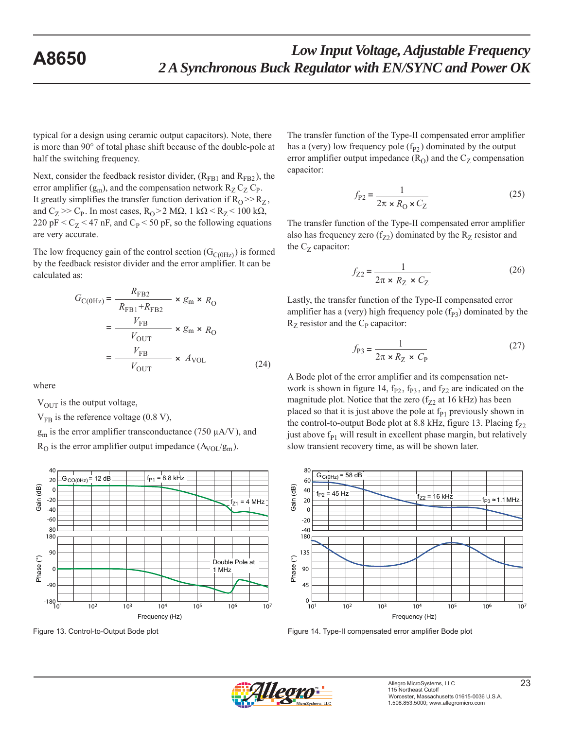typical for a design using ceramic output capacitors). Note, there is more than 90° of total phase shift because of the double-pole at half the switching frequency.

Next, consider the feedback resistor divider, ($R_{FB1}$ and $R_{FB2}$), the error amplifier ($g_m$), and the compensation network $R_Z$ $C_Z$ $C_P$. It greatly simplifies the transfer function derivation if $R_O >> R_Z$, and $C_Z >> C_P$. In most cases, $R_O > 2$ MΩ, 1 kΩ < $R_Z$ < 100 kΩ, 220 pF < $C_Z$ < 47 nF, and $C_P$ < 50 pF, so the following equations are very accurate.

The low frequency gain of the control section ($G_{C(0Hz)}$) is formed by the feedback resistor divider and the error amplifier. It can be calculated as:

$$G_{C(0Hz)} = \frac{R_{FB2}}{R_{FB1}+R_{FB2}} \times g_m \times R_O = \frac{V_{FB}}{V_{OUT}} \times g_m \times R_O = \frac{V_{FB}}{V_{OUT}} \times A_{VOL} \quad (24)$$

where

$V_{OUT}$ is the output voltage,

$V_{FB}$ is the reference voltage (0.8 V),

$g_m$ is the error amplifier transconductance (750 μA/V), and

$R_O$ is the error amplifier output impedance ($A_{VOL}/g_m$).

The transfer function of the Type-II compensated error amplifier has a (very) low frequency pole ($f_{P2}$) dominated by the output error amplifier output impedance ($R_O$) and the $C_Z$ compensation capacitor:

$$f_{P2} = \frac{1}{2\pi \times R_O \times C_Z} \quad (25)$$

The transfer function of the Type-II compensated error amplifier also has frequency zero ($f_{Z2}$) dominated by the $R_Z$ resistor and the $C_Z$ capacitor:

$$f_{Z2} = \frac{1}{2\pi \times R_Z \times C_Z} \quad (26)$$

Lastly, the transfer function of the Type-II compensated error amplifier has a (very) high frequency pole ($f_{P3}$) dominated by the $R_Z$ resistor and the $C_P$ capacitor:

$$f_{P3} = \frac{1}{2\pi \times R_Z \times C_P} \quad (27)$$

A Bode plot of the error amplifier and its compensation network is shown in figure 14, $f_{P2}$, $f_{P3}$, and $f_{Z2}$ are indicated on the magnitude plot. Notice that the zero ($f_{Z2}$ at 16 kHz) has been placed so that it is just above the pole at $f_{P1}$ previously shown in the control-to-output Bode plot at 8.8 kHz, figure 13. Placing $f_{Z2}$ just above $f_{P1}$ will result in excellent phase margin, but relatively slow transient recovery time, as will be shown later.

Figure 13. Control-to-Output Bode plot

Figure 14. Type-II compensated error amplifier Bode plot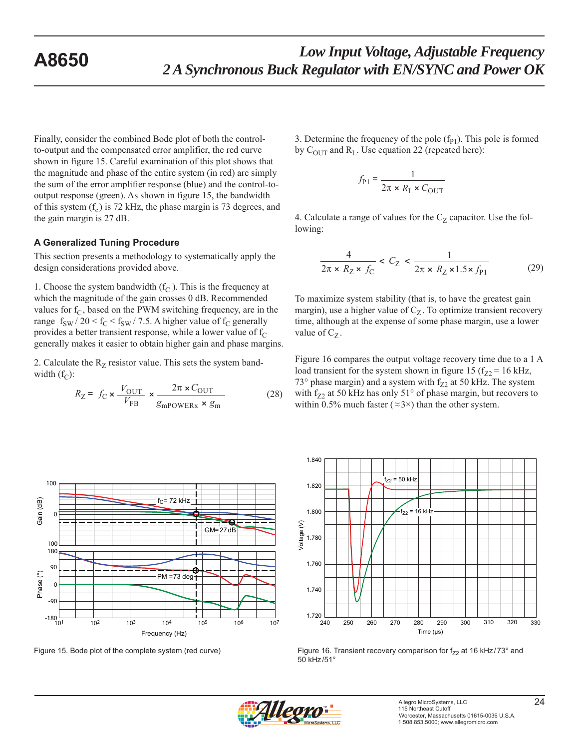Finally, consider the combined Bode plot of both the control-to-output and the compensated error amplifier, the red curve shown in figure 15. Careful examination of this plot shows that the magnitude and phase of the entire system (in red) are simply the sum of the error amplifier response (blue) and the control-to-output response (green). As shown in figure 15, the bandwidth of this system ($f_c$) is 72 kHz, the phase margin is 73 degrees, and the gain margin is 27 dB.

### A Generalized Tuning Procedure

This section presents a methodology to systematically apply the design considerations provided above.

1. Choose the system bandwidth ($f_C$). This is the frequency at which the magnitude of the gain crosses 0 dB. Recommended values for $f_C$, based on the PWM switching frequency, are in the range $f_{SW} / 20 < f_C < f_{SW} / 7.5$. A higher value of $f_C$ generally provides a better transient response, while a lower value of $f_C$ generally makes it easier to obtain higher gain and phase margins.

2. Calculate the $R_Z$ resistor value. This sets the system bandwidth ($f_C$):

$$R_Z = f_C \times \frac{V_{OUT}}{V_{FB}} \times \frac{2\pi \times C_{OUT}}{g_{mPOWERx} \times g_m} \quad (28)$$

3. Determine the frequency of the pole ($f_{P1}$). This pole is formed by $C_{OUT}$ and $R_L$. Use equation 22 (repeated here):

$$f_{P1} = \frac{1}{2\pi \times R_L \times C_{OUT}}$$

4. Calculate a range of values for the $C_Z$ capacitor. Use the following:

$$\frac{4}{2\pi \times R_Z \times f_C} < C_Z < \frac{1}{2\pi \times R_Z \times 1.5 \times f_{P1}} \quad (29)$$

To maximize system stability (that is, to have the greatest gain margin), use a higher value of $C_Z$. To optimize transient recovery time, although at the expense of some phase margin, use a lower value of $C_Z$.

Figure 16 compares the output voltage recovery time due to a 1 A load transient for the system shown in figure 15 ($f_{Z2}$ = 16 kHz, 73° phase margin) and a system with $f_{Z2}$ at 50 kHz. The system with $f_{Z2}$ at 50 kHz has only 51° of phase margin, but recovers to within 0.5% much faster (≈3×) than the other system.

Figure 15. Bode plot of the complete system (red curve)

Figure 16. Transient recovery comparison for $f_{Z2}$ at 16 kHz/73° and 50 kHz/51°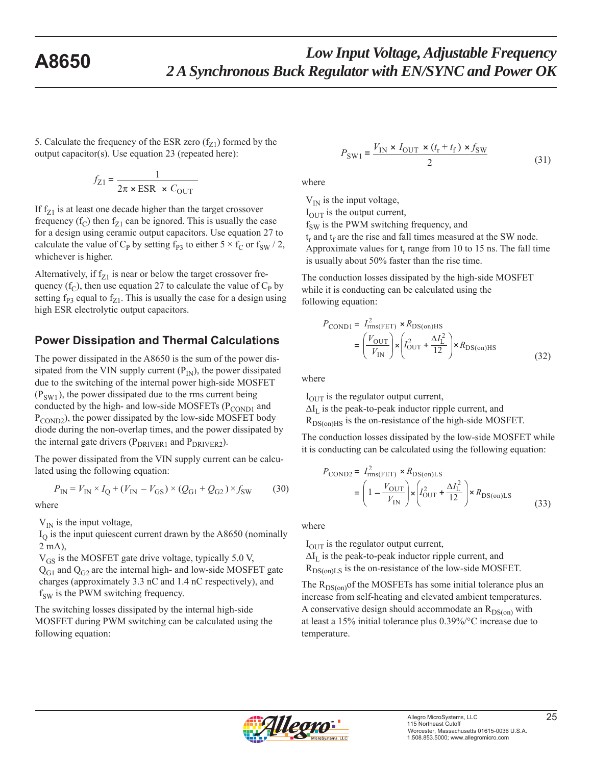5. Calculate the frequency of the ESR zero ($f_{Z1}$) formed by the output capacitor(s). Use equation 23 (repeated here):

$$f_{Z1} = \frac{1}{2\pi \times \text{ESR} \times C_{OUT}}$$

If $f_{Z1}$ is at least one decade higher than the target crossover frequency ($f_C$) then $f_{Z1}$ can be ignored. This is usually the case for a design using ceramic output capacitors. Use equation 27 to calculate the value of $C_P$ by setting $f_{P3}$ to either $5 \times f_C$ or $f_{SW} / 2$, whichever is higher.

Alternatively, if $f_{Z1}$ is near or below the target crossover frequency ($f_C$), then use equation 27 to calculate the value of $C_P$ by setting $f_{P3}$ equal to $f_{Z1}$. This is usually the case for a design using high ESR electrolytic output capacitors.

## Power Dissipation and Thermal Calculations

The power dissipated in the A8650 is the sum of the power dissipated from the VIN supply current ($P_{IN}$), the power dissipated due to the switching of the internal power high-side MOSFET ($P_{SW1}$), the power dissipated due to the rms current being conducted by the high- and low-side MOSFETs ($P_{COND1}$ and $P_{COND2}$), the power dissipated by the low-side MOSFET body diode during the non-overlap times, and the power dissipated by the internal gate drivers ($P_{DRIVER1}$ and $P_{DRIVER2}$).

The power dissipated from the VIN supply current can be calculated using the following equation:

$$P_{IN} = V_{IN} \times I_Q + (V_{IN} - V_{GS}) \times (Q_{G1} + Q_{G2}) \times f_{SW} \tag{30}$$

where

- $V_{IN}$ is the input voltage,
- $I_Q$ is the input quiescent current drawn by the A8650 (nominally 2 mA),
- $V_{GS}$ is the MOSFET gate drive voltage, typically 5.0 V,
- $Q_{G1}$ and $Q_{G2}$ are the internal high- and low-side MOSFET gate charges (approximately 3.3 nC and 1.4 nC respectively), and
- $f_{SW}$ is the PWM switching frequency.

The switching losses dissipated by the internal high-side MOSFET during PWM switching can be calculated using the following equation:

$$P_{SW1} = \frac{V_{IN} \times I_{OUT} \times (t_r + t_f) \times f_{SW}}{2} \tag{31}$$

where

- $V_{IN}$ is the input voltage,
- $I_{OUT}$ is the output current,
- $f_{SW}$ is the PWM switching frequency, and
- $t_r$ and $t_f$ are the rise and fall times measured at the SW node. Approximate values for $t_r$ range from 10 to 15 ns. The fall time is usually about 50% faster than the rise time.

The conduction losses dissipated by the high-side MOSFET while it is conducting can be calculated using the following equation:

$$P_{COND1} = I^2_{rms(FET)} \times R_{DS(on)HS} = \left(\frac{V_{OUT}}{V_{IN}}\right) \times \left(I^2_{OUT} + \frac{\Delta I_L^2}{12}\right) \times R_{DS(on)HS} \tag{32}$$

where

- $I_{OUT}$ is the regulator output current,
- $\Delta I_L$ is the peak-to-peak inductor ripple current, and
- $R_{DS(on)HS}$ is the on-resistance of the high-side MOSFET.

The conduction losses dissipated by the low-side MOSFET while it is conducting can be calculated using the following equation:

$$P_{COND2} = I^2_{rms(FET)} \times R_{DS(on)LS} = \left(1 - \frac{V_{OUT}}{V_{IN}}\right) \times \left(I^2_{OUT} + \frac{\Delta I_L^2}{12}\right) \times R_{DS(on)LS} \tag{33}$$

where

- $I_{OUT}$ is the regulator output current,
- $\Delta I_L$ is the peak-to-peak inductor ripple current, and
- $R_{DS(on)LS}$ is the on-resistance of the low-side MOSFET.

The $R_{DS(on)}$ of the MOSFETs has some initial tolerance plus an increase from self-heating and elevated ambient temperatures. A conservative design should accommodate an $R_{DS(on)}$ with at least a 15% initial tolerance plus 0.39%/°C increase due to temperature.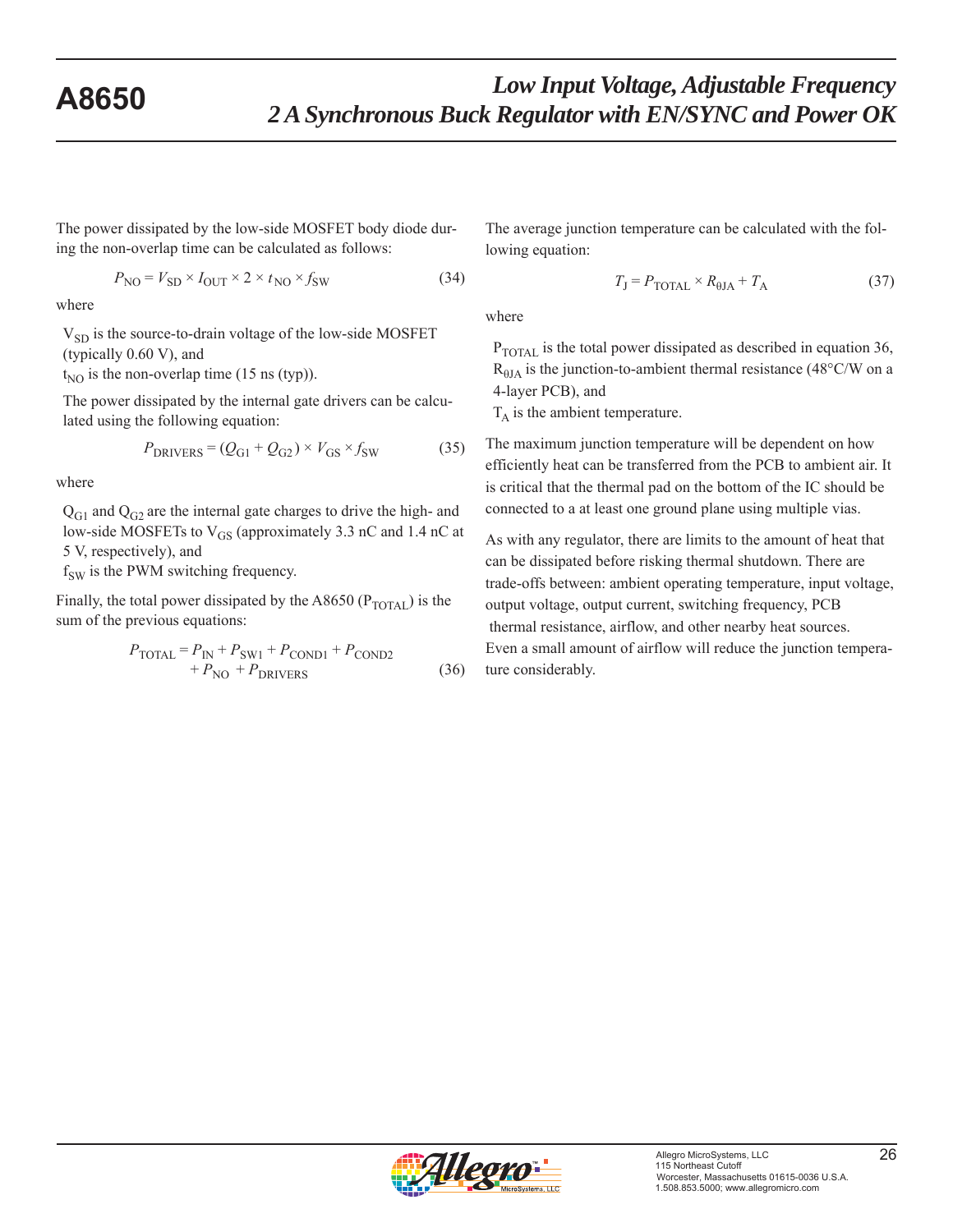The power dissipated by the low-side MOSFET body diode during the non-overlap time can be calculated as follows:

$$P_{NO} = V_{SD} \times I_{OUT} \times 2 \times t_{NO} \times f_{SW} \quad (34)$$

where

$V_{SD}$ is the source-to-drain voltage of the low-side MOSFET (typically 0.60 V), and

$t_{NO}$ is the non-overlap time (15 ns (typ)).

The power dissipated by the internal gate drivers can be calculated using the following equation:

$$P_{DRIVERS} = (Q_{G1} + Q_{G2}) \times V_{GS} \times f_{SW} \quad (35)$$

where

$Q_{G1}$ and $Q_{G2}$ are the internal gate charges to drive the high- and low-side MOSFETs to $V_{GS}$ (approximately 3.3 nC and 1.4 nC at 5 V, respectively), and

$f_{SW}$ is the PWM switching frequency.

Finally, the total power dissipated by the A8650 ($P_{TOTAL}$) is the sum of the previous equations:

$$P_{TOTAL} = P_{IN} + P_{SW1} + P_{COND1} + P_{COND2} + P_{NO} + P_{DRIVERS} \quad (36)$$

The average junction temperature can be calculated with the following equation:

$$T_J = P_{TOTAL} \times R_{\theta JA} + T_A \quad (37)$$

where

$P_{TOTAL}$ is the total power dissipated as described in equation 36,

$R_{\theta JA}$ is the junction-to-ambient thermal resistance (48°C/W on a 4-layer PCB), and

$T_A$ is the ambient temperature.

The maximum junction temperature will be dependent on how efficiently heat can be transferred from the PCB to ambient air. It is critical that the thermal pad on the bottom of the IC should be connected to a at least one ground plane using multiple vias.

As with any regulator, there are limits to the amount of heat that can be dissipated before risking thermal shutdown. There are trade-offs between: ambient operating temperature, input voltage, output voltage, output current, switching frequency, PCB thermal resistance, airflow, and other nearby heat sources. Even a small amount of airflow will reduce the junction temperature considerably.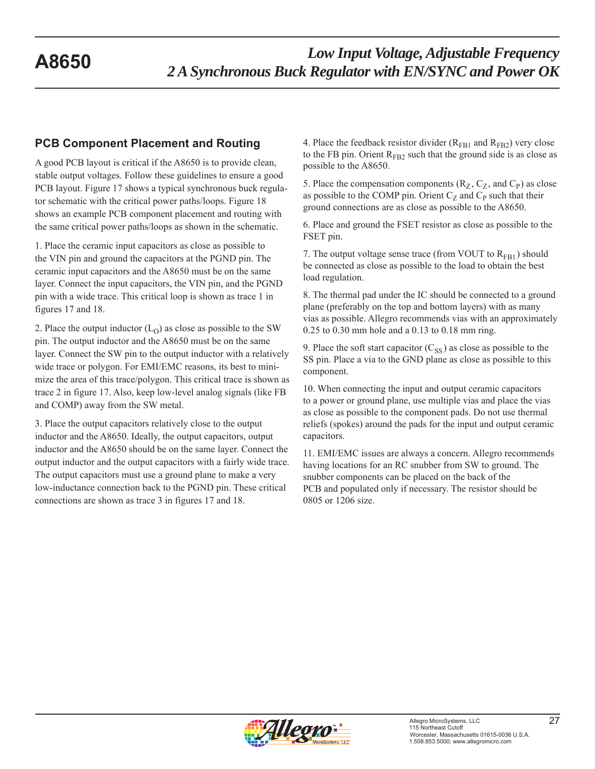## PCB Component Placement and Routing

A good PCB layout is critical if the A8650 is to provide clean, stable output voltages. Follow these guidelines to ensure a good PCB layout. Figure 17 shows a typical synchronous buck regulator schematic with the critical power paths/loops. Figure 18 shows an example PCB component placement and routing with the same critical power paths/loops as shown in the schematic.

1. Place the ceramic input capacitors as close as possible to the VIN pin and ground the capacitors at the PGND pin. The ceramic input capacitors and the A8650 must be on the same layer. Connect the input capacitors, the VIN pin, and the PGND pin with a wide trace. This critical loop is shown as trace 1 in figures 17 and 18.

2. Place the output inductor ($L_O$) as close as possible to the SW pin. The output inductor and the A8650 must be on the same layer. Connect the SW pin to the output inductor with a relatively wide trace or polygon. For EMI/EMC reasons, its best to minimize the area of this trace/polygon. This critical trace is shown as trace 2 in figure 17. Also, keep low-level analog signals (like FB and COMP) away from the SW metal.

3. Place the output capacitors relatively close to the output inductor and the A8650. Ideally, the output capacitors, output inductor and the A8650 should be on the same layer. Connect the output inductor and the output capacitors with a fairly wide trace. The output capacitors must use a ground plane to make a very low-inductance connection back to the PGND pin. These critical connections are shown as trace 3 in figures 17 and 18.

4. Place the feedback resistor divider ($R_{FB1}$ and $R_{FB2}$) very close to the FB pin. Orient $R_{FB2}$ such that the ground side is as close as possible to the A8650.

5. Place the compensation components ($R_Z$, $C_Z$, and $C_P$) as close as possible to the COMP pin. Orient $C_Z$ and $C_P$ such that their ground connections are as close as possible to the A8650.

6. Place and ground the FSET resistor as close as possible to the FSET pin.

7. The output voltage sense trace (from VOUT to $R_{FB1}$) should be connected as close as possible to the load to obtain the best load regulation.

8. The thermal pad under the IC should be connected to a ground plane (preferably on the top and bottom layers) with as many vias as possible. Allegro recommends vias with an approximately 0.25 to 0.30 mm hole and a 0.13 to 0.18 mm ring.

9. Place the soft start capacitor ($C_{SS}$) as close as possible to the SS pin. Place a via to the GND plane as close as possible to this component.

10. When connecting the input and output ceramic capacitors to a power or ground plane, use multiple vias and place the vias as close as possible to the component pads. Do not use thermal reliefs (spokes) around the pads for the input and output ceramic capacitors.

11. EMI/EMC issues are always a concern. Allegro recommends having locations for an RC snubber from SW to ground. The snubber components can be placed on the back of the PCB and populated only if necessary. The resistor should be 0805 or 1206 size.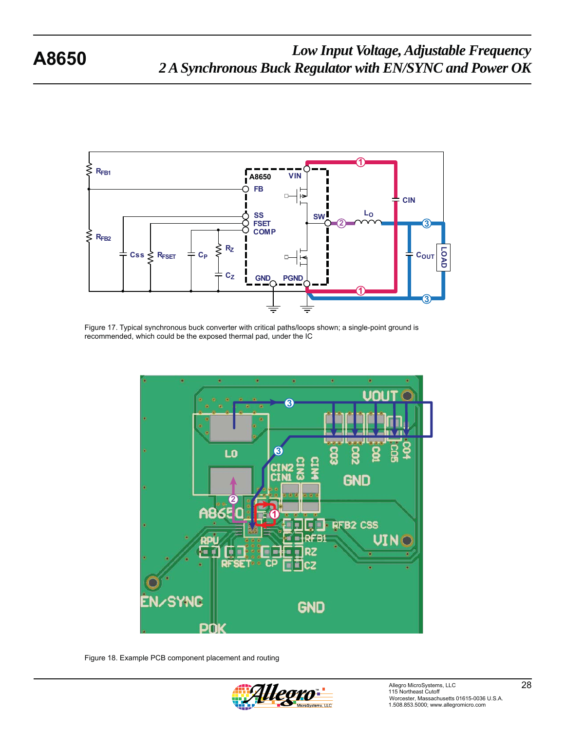Figure 17. Typical synchronous buck converter with critical paths/loops shown; a single-point ground is recommended, which could be the exposed thermal pad, under the IC

Figure 18. Example PCB component placement and routing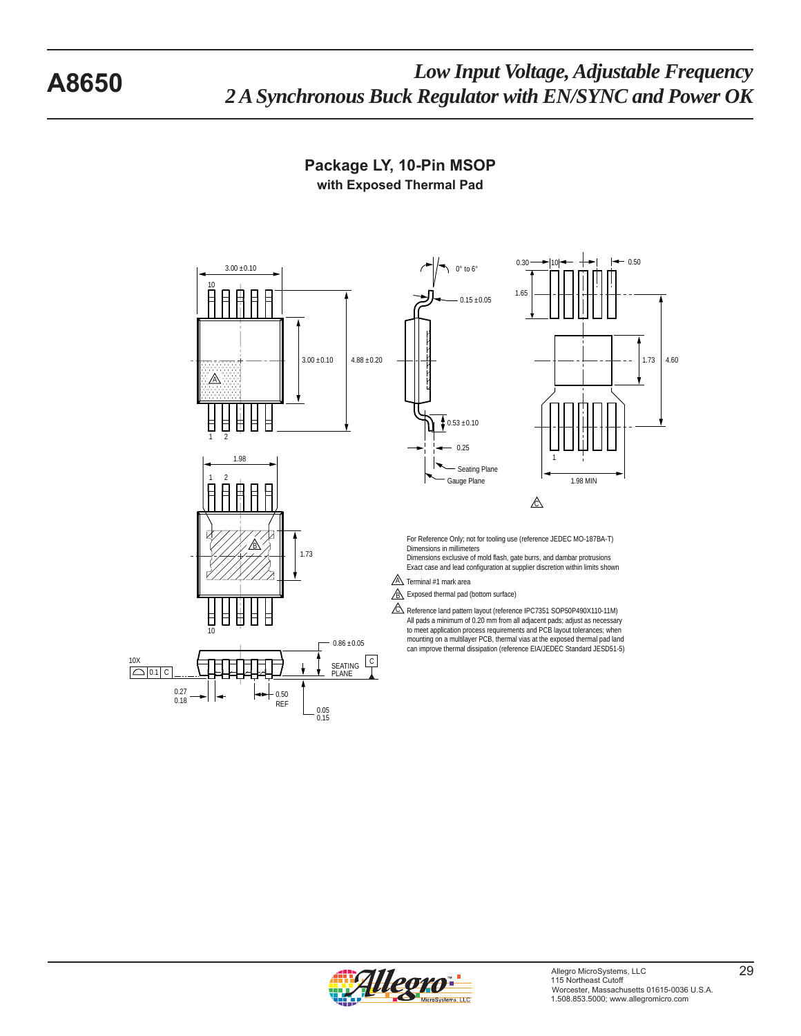## Package LY, 10-Pin MSOP

### with Exposed Thermal Pad

3.00 ±0.10

10

3.00 ±0.10

4.88 ±0.20

1 2

0° to 6°

0.15 ±0.05

0.53 ±0.10

0.25

Seating Plane

Gauge Plane

0.30 10 0.50

1.65

1.73

4.60

1

1.98 MIN

1.98

1 2

1.73

10

0.86 ±0.05

10X 0.1 C

SEATING PLANE

0.27
0.18

0.50 REF

0.05
0.15

For Reference Only; not for tooling use (reference JEDEC MO-187BA-T)
Dimensions in millimeters
Dimensions exclusive of mold flash, gate burrs, and dambar protrusions
Exact case and lead configuration at supplier discretion within limits shown

A Terminal #1 mark area

B Exposed thermal pad (bottom surface)

C Reference land pattern layout (reference IPC7351 SOP50P490X110-11M)
All pads a minimum of 0.20 mm from all adjacent pads; adjust as necessary to meet application process requirements and PCB layout tolerances; when mounting on a multilayer PCB, thermal vias at the exposed thermal pad land can improve thermal dissipation (reference EIA/JEDEC Standard JESD51-5)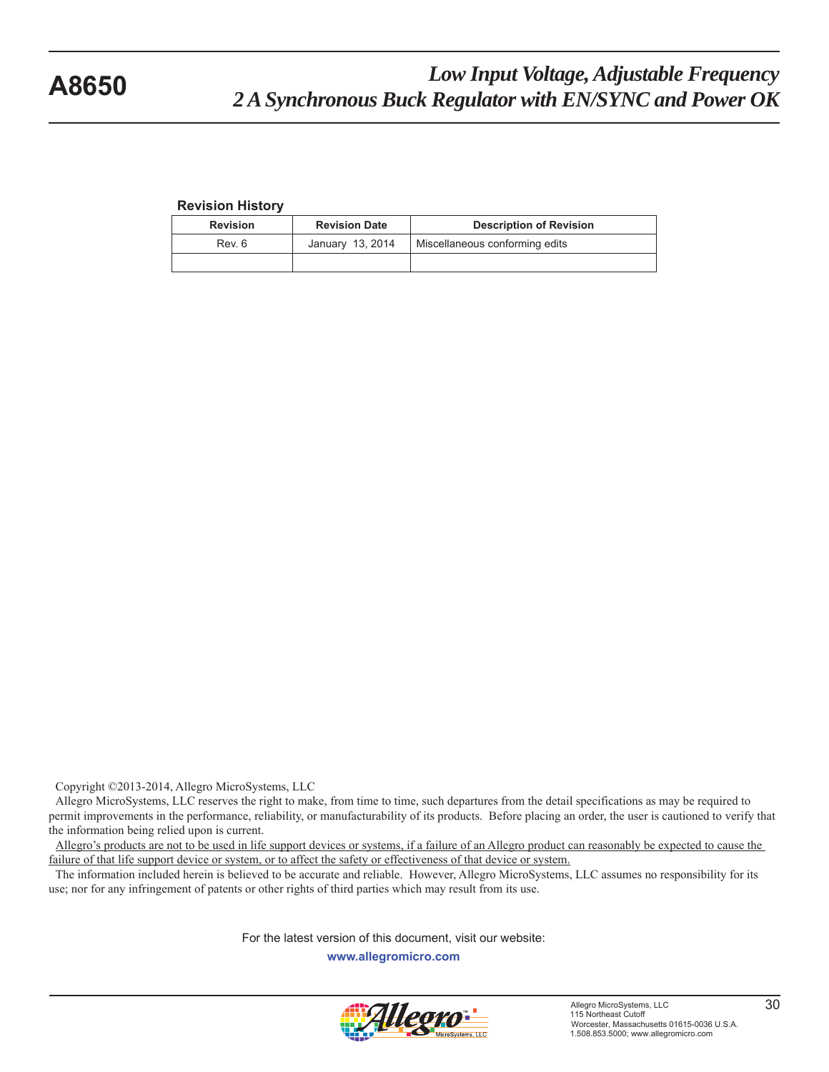### Revision History

| Revision | Revision Date | Description of Revision |
|---|---|---|
| Rev. 6 | January 13, 2014 | Miscellaneous conforming edits |
| | | |

Copyright ©2013-2014, Allegro MicroSystems, LLC

Allegro MicroSystems, LLC reserves the right to make, from time to time, such departures from the detail specifications as may be required to permit improvements in the performance, reliability, or manufacturability of its products. Before placing an order, the user is cautioned to verify that the information being relied upon is current.

Allegro's products are not to be used in life support devices or systems, if a failure of an Allegro product can reasonably be expected to cause the failure of that life support device or system, or to affect the safety or effectiveness of that device or system.

The information included herein is believed to be accurate and reliable. However, Allegro MicroSystems, LLC assumes no responsibility for its use; nor for any infringement of patents or other rights of third parties which may result from its use.

For the latest version of this document, visit our website:

**www.allegromicro.com**

Allegro MicroSystems, LLC
115 Northeast Cutoff
Worcester, Massachusetts 01615-0036 U.S.A.
1.508.853.5000; www.allegromicro.com